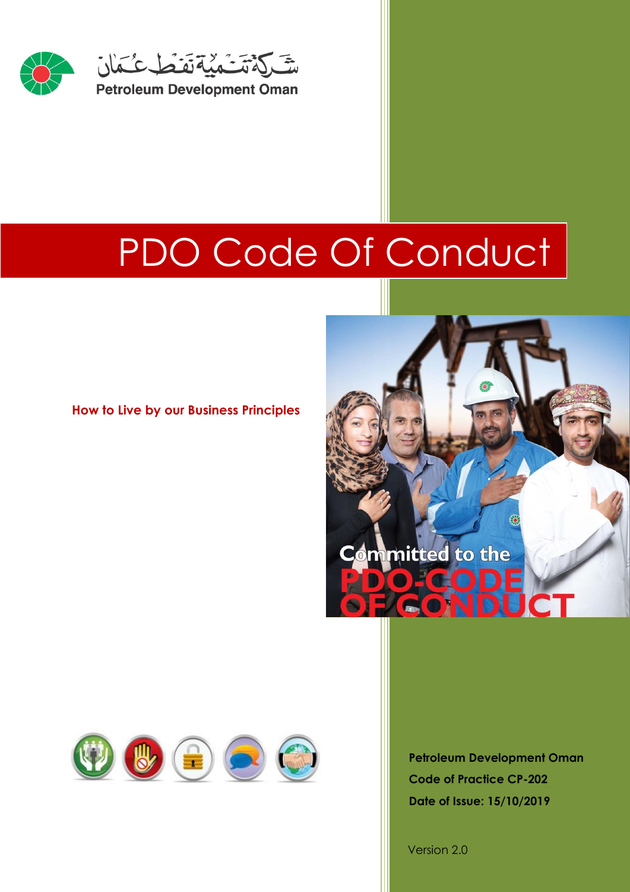شركة تنمية نفط عمان

Petroleum Development Oman

# PDO Code Of Conduct

**How to Live by our Business Principles**

Committed to the PDO-CODE OF CONDUCT

**Petroleum Development Oman**

**Code of Practice CP-202**

**Date of Issue: 15/10/2019**

Version 2.0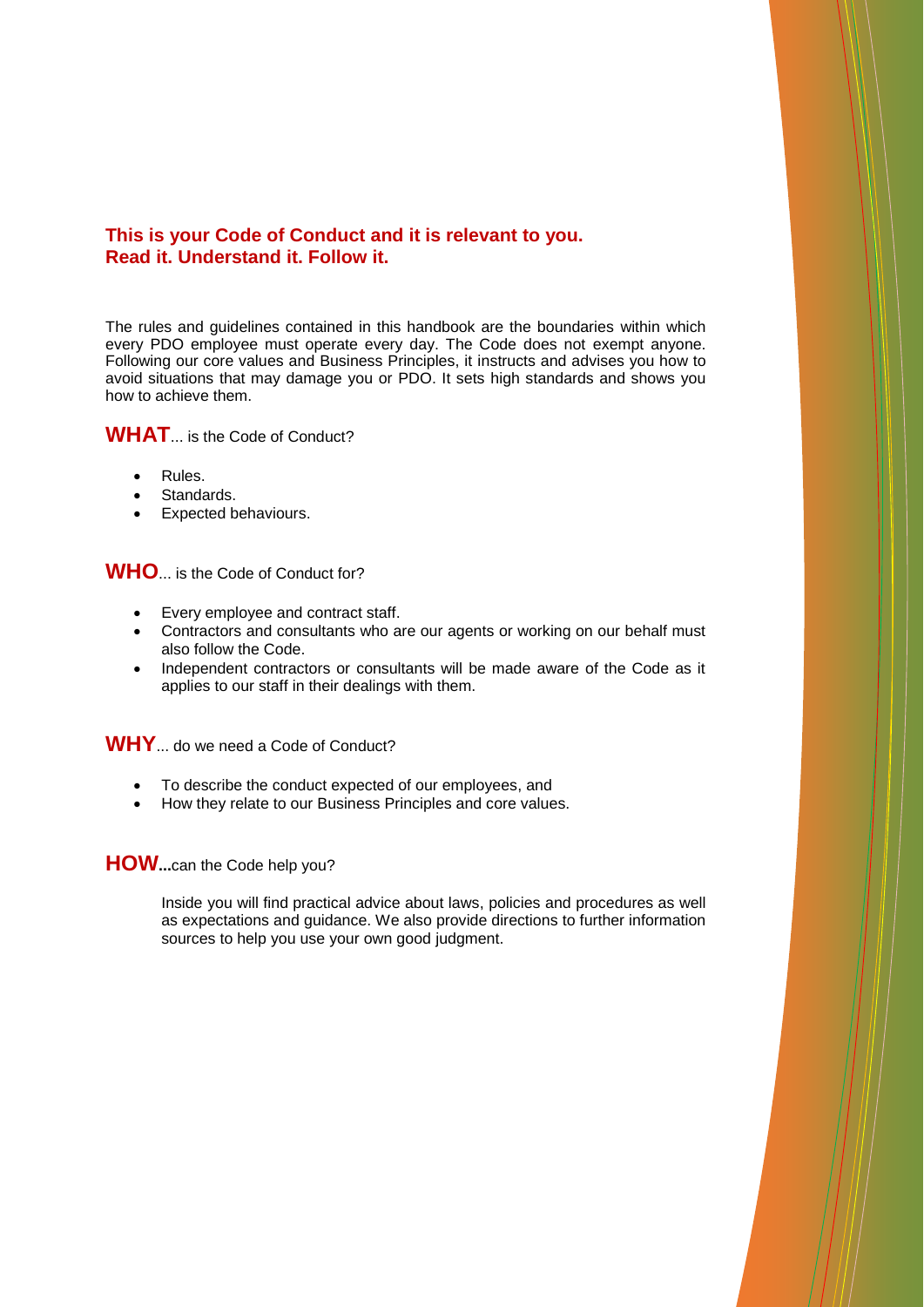**This is your Code of Conduct and it is relevant to you.**
**Read it. Understand it. Follow it.**

The rules and guidelines contained in this handbook are the boundaries within which every PDO employee must operate every day. The Code does not exempt anyone. Following our core values and Business Principles, it instructs and advises you how to avoid situations that may damage you or PDO. It sets high standards and shows you how to achieve them.

## **WHAT**... is the Code of Conduct?

- Rules.
- Standards.
- Expected behaviours.

## **WHO**... is the Code of Conduct for?

- Every employee and contract staff.
- Contractors and consultants who are our agents or working on our behalf must also follow the Code.
- Independent contractors or consultants will be made aware of the Code as it applies to our staff in their dealings with them.

## **WHY**... do we need a Code of Conduct?

- To describe the conduct expected of our employees, and
- How they relate to our Business Principles and core values.

## **HOW...**can the Code help you?

Inside you will find practical advice about laws, policies and procedures as well as expectations and guidance. We also provide directions to further information sources to help you use your own good judgment.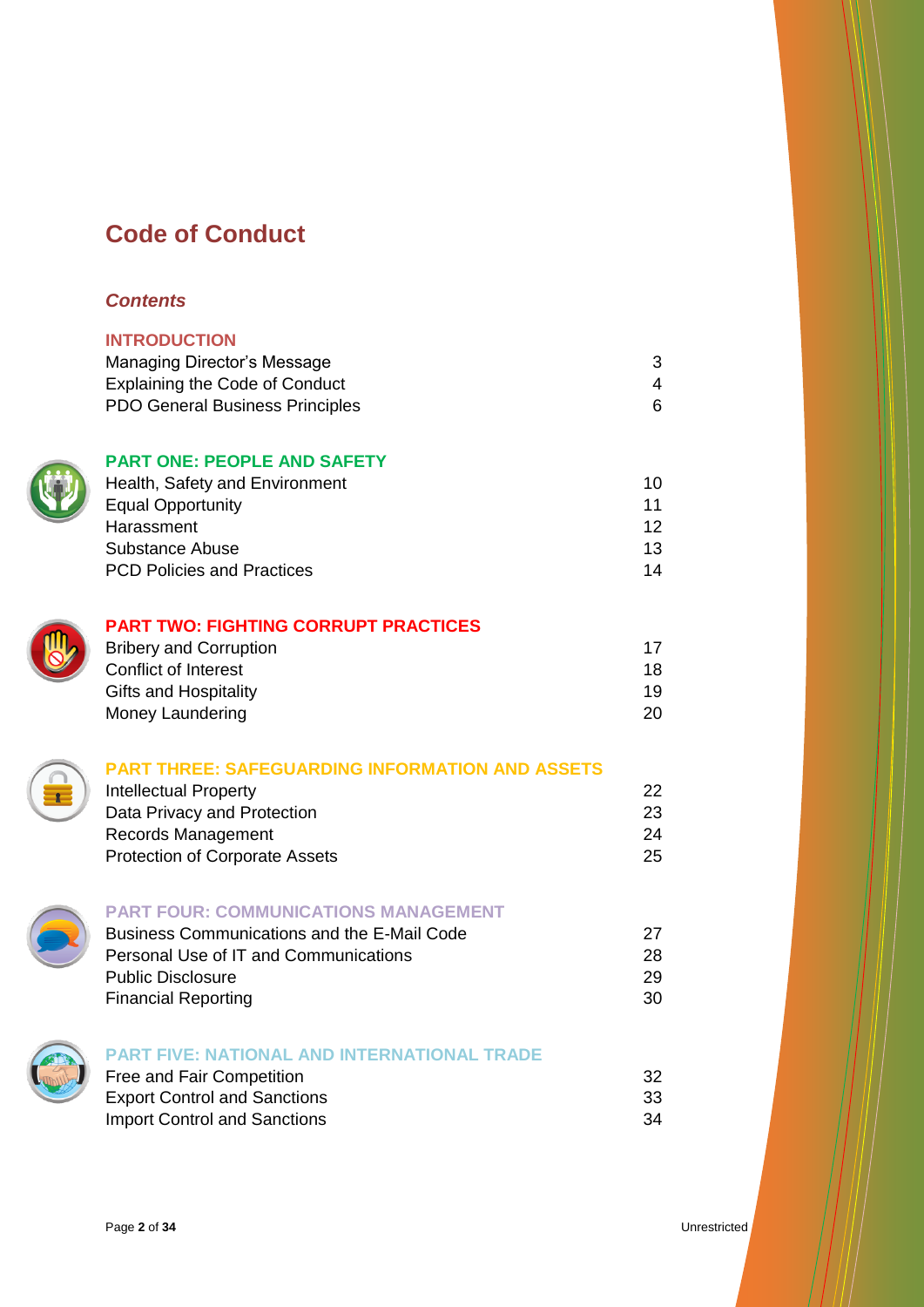# Code of Conduct

## *Contents*

### INTRODUCTION

| | |
|---|---|
| Managing Director's Message | 3 |
| Explaining the Code of Conduct | 4 |
| PDO General Business Principles | 6 |

### PART ONE: PEOPLE AND SAFETY

| | |
|---|---|
| Health, Safety and Environment | 10 |
| Equal Opportunity | 11 |
| Harassment | 12 |
| Substance Abuse | 13 |
| PCD Policies and Practices | 14 |

### PART TWO: FIGHTING CORRUPT PRACTICES

| | |
|---|---|
| Bribery and Corruption | 17 |
| Conflict of Interest | 18 |
| Gifts and Hospitality | 19 |
| Money Laundering | 20 |

### PART THREE: SAFEGUARDING INFORMATION AND ASSETS

| | |
|---|---|
| Intellectual Property | 22 |
| Data Privacy and Protection | 23 |
| Records Management | 24 |
| Protection of Corporate Assets | 25 |

### PART FOUR: COMMUNICATIONS MANAGEMENT

| | |
|---|---|
| Business Communications and the E-Mail Code | 27 |
| Personal Use of IT and Communications | 28 |
| Public Disclosure | 29 |
| Financial Reporting | 30 |

### PART FIVE: NATIONAL AND INTERNATIONAL TRADE

| | |
|---|---|
| Free and Fair Competition | 32 |
| Export Control and Sanctions | 33 |
| Import Control and Sanctions | 34 |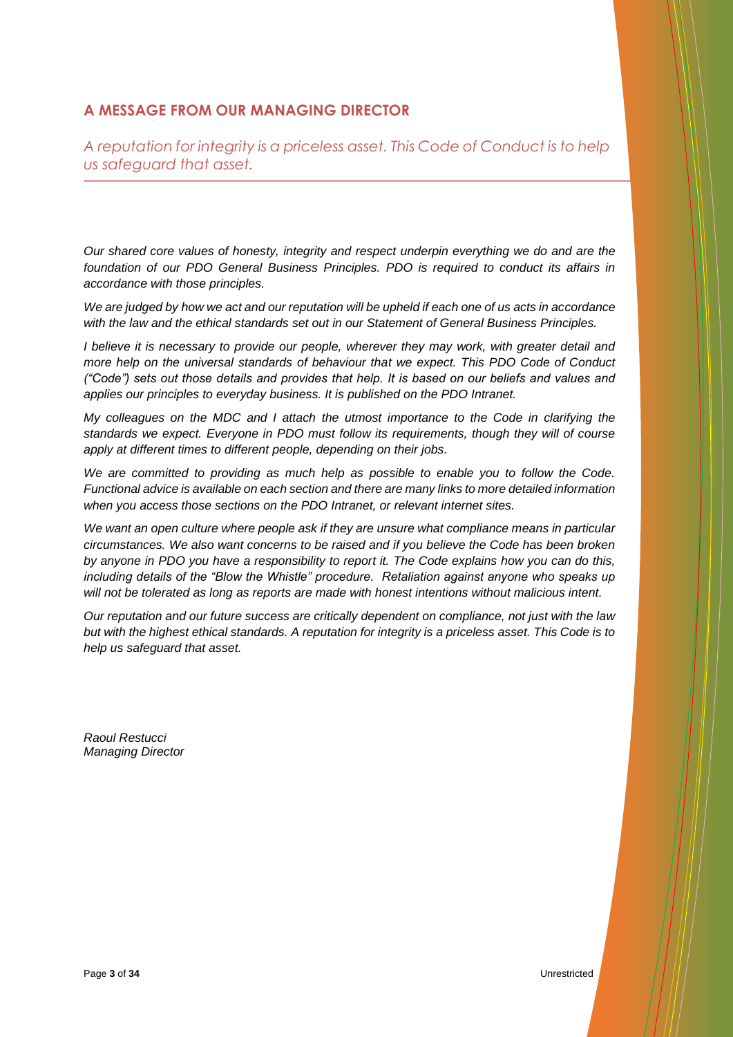## A MESSAGE FROM OUR MANAGING DIRECTOR

*A reputation for integrity is a priceless asset. This Code of Conduct is to help us safeguard that asset.*

---

*Our shared core values of honesty, integrity and respect underpin everything we do and are the foundation of our PDO General Business Principles. PDO is required to conduct its affairs in accordance with those principles.*

*We are judged by how we act and our reputation will be upheld if each one of us acts in accordance with the law and the ethical standards set out in our Statement of General Business Principles.*

*I believe it is necessary to provide our people, wherever they may work, with greater detail and more help on the universal standards of behaviour that we expect. This PDO Code of Conduct ("Code") sets out those details and provides that help. It is based on our beliefs and values and applies our principles to everyday business. It is published on the PDO Intranet.*

*My colleagues on the MDC and I attach the utmost importance to the Code in clarifying the standards we expect. Everyone in PDO must follow its requirements, though they will of course apply at different times to different people, depending on their jobs.*

*We are committed to providing as much help as possible to enable you to follow the Code. Functional advice is available on each section and there are many links to more detailed information when you access those sections on the PDO Intranet, or relevant internet sites.*

*We want an open culture where people ask if they are unsure what compliance means in particular circumstances. We also want concerns to be raised and if you believe the Code has been broken by anyone in PDO you have a responsibility to report it. The Code explains how you can do this, including details of the "Blow the Whistle" procedure. Retaliation against anyone who speaks up will not be tolerated as long as reports are made with honest intentions without malicious intent.*

*Our reputation and our future success are critically dependent on compliance, not just with the law but with the highest ethical standards. A reputation for integrity is a priceless asset. This Code is to help us safeguard that asset.*

*Raoul Restucci*
*Managing Director*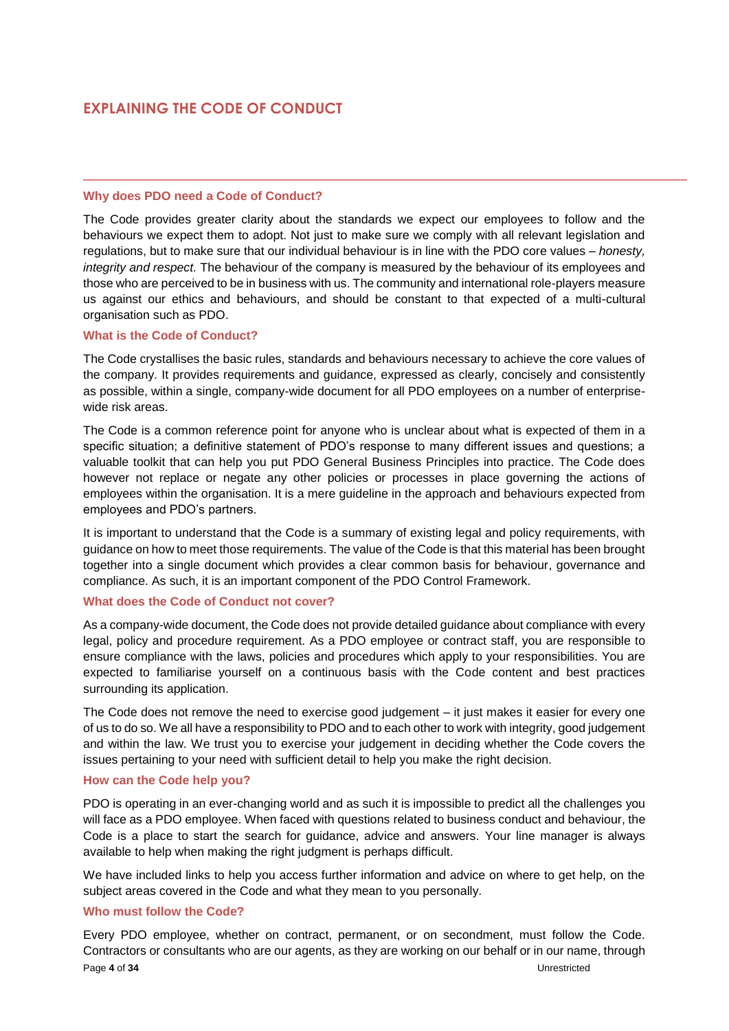## EXPLAINING THE CODE OF CONDUCT

### Why does PDO need a Code of Conduct?

The Code provides greater clarity about the standards we expect our employees to follow and the behaviours we expect them to adopt. Not just to make sure we comply with all relevant legislation and regulations, but to make sure that our individual behaviour is in line with the PDO core values – *honesty, integrity and respect.* The behaviour of the company is measured by the behaviour of its employees and those who are perceived to be in business with us. The community and international role-players measure us against our ethics and behaviours, and should be constant to that expected of a multi-cultural organisation such as PDO.

### What is the Code of Conduct?

The Code crystallises the basic rules, standards and behaviours necessary to achieve the core values of the company. It provides requirements and guidance, expressed as clearly, concisely and consistently as possible, within a single, company-wide document for all PDO employees on a number of enterprise-wide risk areas.

The Code is a common reference point for anyone who is unclear about what is expected of them in a specific situation; a definitive statement of PDO's response to many different issues and questions; a valuable toolkit that can help you put PDO General Business Principles into practice. The Code does however not replace or negate any other policies or processes in place governing the actions of employees within the organisation. It is a mere guideline in the approach and behaviours expected from employees and PDO's partners.

It is important to understand that the Code is a summary of existing legal and policy requirements, with guidance on how to meet those requirements. The value of the Code is that this material has been brought together into a single document which provides a clear common basis for behaviour, governance and compliance. As such, it is an important component of the PDO Control Framework.

### What does the Code of Conduct not cover?

As a company-wide document, the Code does not provide detailed guidance about compliance with every legal, policy and procedure requirement. As a PDO employee or contract staff, you are responsible to ensure compliance with the laws, policies and procedures which apply to your responsibilities. You are expected to familiarise yourself on a continuous basis with the Code content and best practices surrounding its application.

The Code does not remove the need to exercise good judgement – it just makes it easier for every one of us to do so. We all have a responsibility to PDO and to each other to work with integrity, good judgement and within the law. We trust you to exercise your judgement in deciding whether the Code covers the issues pertaining to your need with sufficient detail to help you make the right decision.

### How can the Code help you?

PDO is operating in an ever-changing world and as such it is impossible to predict all the challenges you will face as a PDO employee. When faced with questions related to business conduct and behaviour, the Code is a place to start the search for guidance, advice and answers. Your line manager is always available to help when making the right judgment is perhaps difficult.

We have included links to help you access further information and advice on where to get help, on the subject areas covered in the Code and what they mean to you personally.

### Who must follow the Code?

Every PDO employee, whether on contract, permanent, or on secondment, must follow the Code. Contractors or consultants who are our agents, as they are working on our behalf or in our name, through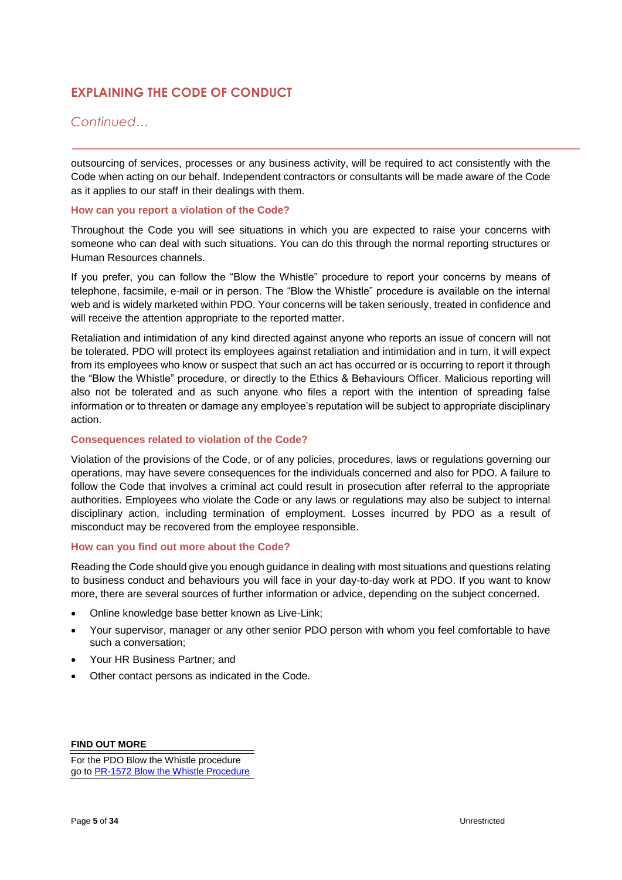## EXPLAINING THE CODE OF CONDUCT

*Continued…*

outsourcing of services, processes or any business activity, will be required to act consistently with the Code when acting on our behalf. Independent contractors or consultants will be made aware of the Code as it applies to our staff in their dealings with them.

### How can you report a violation of the Code?

Throughout the Code you will see situations in which you are expected to raise your concerns with someone who can deal with such situations. You can do this through the normal reporting structures or Human Resources channels.

If you prefer, you can follow the "Blow the Whistle" procedure to report your concerns by means of telephone, facsimile, e-mail or in person. The "Blow the Whistle" procedure is available on the internal web and is widely marketed within PDO. Your concerns will be taken seriously, treated in confidence and will receive the attention appropriate to the reported matter.

Retaliation and intimidation of any kind directed against anyone who reports an issue of concern will not be tolerated. PDO will protect its employees against retaliation and intimidation and in turn, it will expect from its employees who know or suspect that such an act has occurred or is occurring to report it through the "Blow the Whistle" procedure, or directly to the Ethics & Behaviours Officer. Malicious reporting will also not be tolerated and as such anyone who files a report with the intention of spreading false information or to threaten or damage any employee's reputation will be subject to appropriate disciplinary action.

### Consequences related to violation of the Code?

Violation of the provisions of the Code, or of any policies, procedures, laws or regulations governing our operations, may have severe consequences for the individuals concerned and also for PDO. A failure to follow the Code that involves a criminal act could result in prosecution after referral to the appropriate authorities. Employees who violate the Code or any laws or regulations may also be subject to internal disciplinary action, including termination of employment. Losses incurred by PDO as a result of misconduct may be recovered from the employee responsible.

### How can you find out more about the Code?

Reading the Code should give you enough guidance in dealing with most situations and questions relating to business conduct and behaviours you will face in your day-to-day work at PDO. If you want to know more, there are several sources of further information or advice, depending on the subject concerned.

- Online knowledge base better known as Live-Link;
- Your supervisor, manager or any other senior PDO person with whom you feel comfortable to have such a conversation;
- Your HR Business Partner; and
- Other contact persons as indicated in the Code.

**FIND OUT MORE**

For the PDO Blow the Whistle procedure go to PR-1572 Blow the Whistle Procedure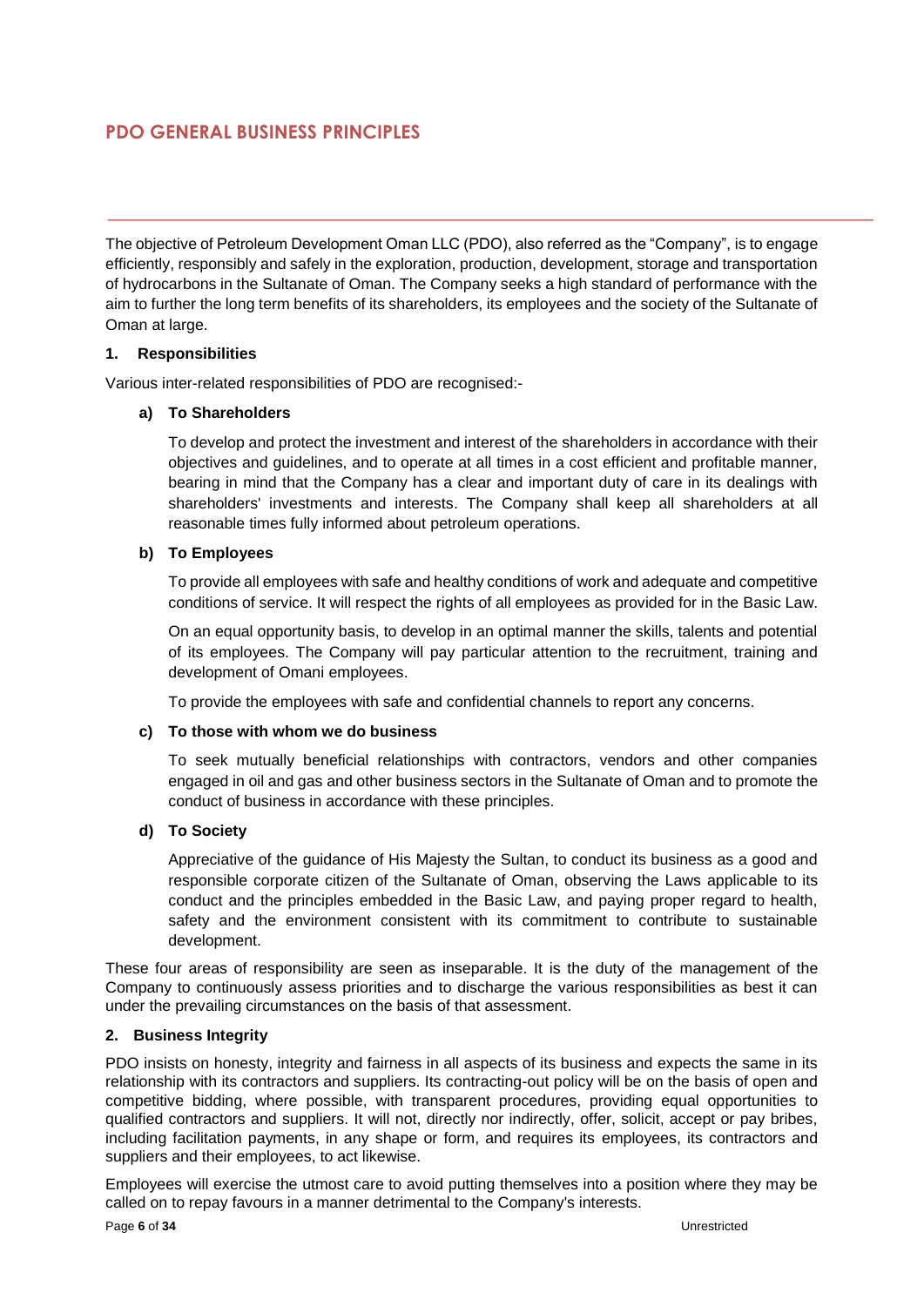# PDO GENERAL BUSINESS PRINCIPLES

The objective of Petroleum Development Oman LLC (PDO), also referred as the "Company", is to engage efficiently, responsibly and safely in the exploration, production, development, storage and transportation of hydrocarbons in the Sultanate of Oman. The Company seeks a high standard of performance with the aim to further the long term benefits of its shareholders, its employees and the society of the Sultanate of Oman at large.

## 1. Responsibilities

Various inter-related responsibilities of PDO are recognised:-

### a) To Shareholders

To develop and protect the investment and interest of the shareholders in accordance with their objectives and guidelines, and to operate at all times in a cost efficient and profitable manner, bearing in mind that the Company has a clear and important duty of care in its dealings with shareholders' investments and interests. The Company shall keep all shareholders at all reasonable times fully informed about petroleum operations.

### b) To Employees

To provide all employees with safe and healthy conditions of work and adequate and competitive conditions of service. It will respect the rights of all employees as provided for in the Basic Law.

On an equal opportunity basis, to develop in an optimal manner the skills, talents and potential of its employees. The Company will pay particular attention to the recruitment, training and development of Omani employees.

To provide the employees with safe and confidential channels to report any concerns.

### c) To those with whom we do business

To seek mutually beneficial relationships with contractors, vendors and other companies engaged in oil and gas and other business sectors in the Sultanate of Oman and to promote the conduct of business in accordance with these principles.

### d) To Society

Appreciative of the guidance of His Majesty the Sultan, to conduct its business as a good and responsible corporate citizen of the Sultanate of Oman, observing the Laws applicable to its conduct and the principles embedded in the Basic Law, and paying proper regard to health, safety and the environment consistent with its commitment to contribute to sustainable development.

These four areas of responsibility are seen as inseparable. It is the duty of the management of the Company to continuously assess priorities and to discharge the various responsibilities as best it can under the prevailing circumstances on the basis of that assessment.

## 2. Business Integrity

PDO insists on honesty, integrity and fairness in all aspects of its business and expects the same in its relationship with its contractors and suppliers. Its contracting-out policy will be on the basis of open and competitive bidding, where possible, with transparent procedures, providing equal opportunities to qualified contractors and suppliers. It will not, directly nor indirectly, offer, solicit, accept or pay bribes, including facilitation payments, in any shape or form, and requires its employees, its contractors and suppliers and their employees, to act likewise.

Employees will exercise the utmost care to avoid putting themselves into a position where they may be called on to repay favours in a manner detrimental to the Company's interests.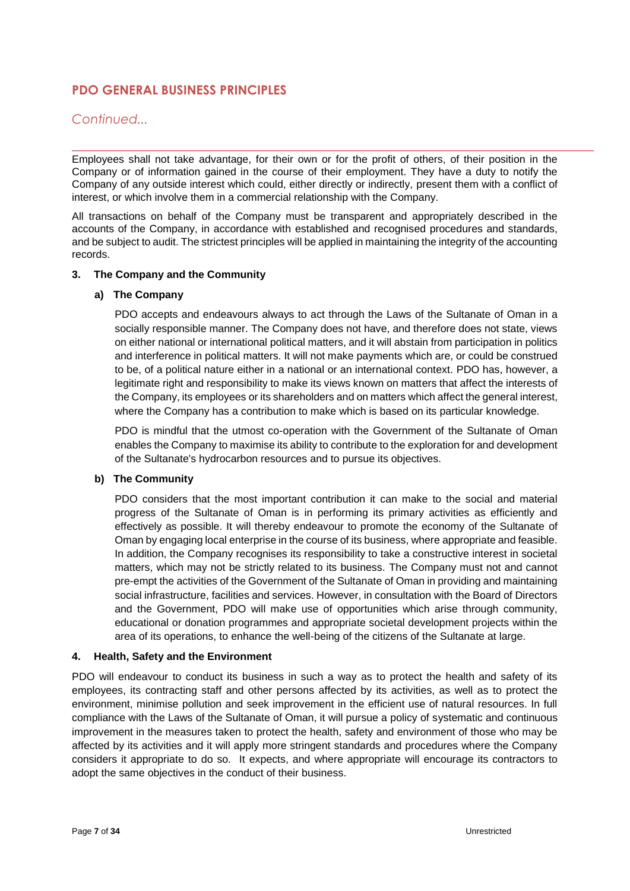## PDO GENERAL BUSINESS PRINCIPLES

*Continued...*

Employees shall not take advantage, for their own or for the profit of others, of their position in the Company or of information gained in the course of their employment. They have a duty to notify the Company of any outside interest which could, either directly or indirectly, present them with a conflict of interest, or which involve them in a commercial relationship with the Company.

All transactions on behalf of the Company must be transparent and appropriately described in the accounts of the Company, in accordance with established and recognised procedures and standards, and be subject to audit. The strictest principles will be applied in maintaining the integrity of the accounting records.

### 3. The Company and the Community

#### a) The Company

PDO accepts and endeavours always to act through the Laws of the Sultanate of Oman in a socially responsible manner. The Company does not have, and therefore does not state, views on either national or international political matters, and it will abstain from participation in politics and interference in political matters. It will not make payments which are, or could be construed to be, of a political nature either in a national or an international context. PDO has, however, a legitimate right and responsibility to make its views known on matters that affect the interests of the Company, its employees or its shareholders and on matters which affect the general interest, where the Company has a contribution to make which is based on its particular knowledge.

PDO is mindful that the utmost co-operation with the Government of the Sultanate of Oman enables the Company to maximise its ability to contribute to the exploration for and development of the Sultanate's hydrocarbon resources and to pursue its objectives.

#### b) The Community

PDO considers that the most important contribution it can make to the social and material progress of the Sultanate of Oman is in performing its primary activities as efficiently and effectively as possible. It will thereby endeavour to promote the economy of the Sultanate of Oman by engaging local enterprise in the course of its business, where appropriate and feasible. In addition, the Company recognises its responsibility to take a constructive interest in societal matters, which may not be strictly related to its business. The Company must not and cannot pre-empt the activities of the Government of the Sultanate of Oman in providing and maintaining social infrastructure, facilities and services. However, in consultation with the Board of Directors and the Government, PDO will make use of opportunities which arise through community, educational or donation programmes and appropriate societal development projects within the area of its operations, to enhance the well-being of the citizens of the Sultanate at large.

### 4. Health, Safety and the Environment

PDO will endeavour to conduct its business in such a way as to protect the health and safety of its employees, its contracting staff and other persons affected by its activities, as well as to protect the environment, minimise pollution and seek improvement in the efficient use of natural resources. In full compliance with the Laws of the Sultanate of Oman, it will pursue a policy of systematic and continuous improvement in the measures taken to protect the health, safety and environment of those who may be affected by its activities and it will apply more stringent standards and procedures where the Company considers it appropriate to do so. It expects, and where appropriate will encourage its contractors to adopt the same objectives in the conduct of their business.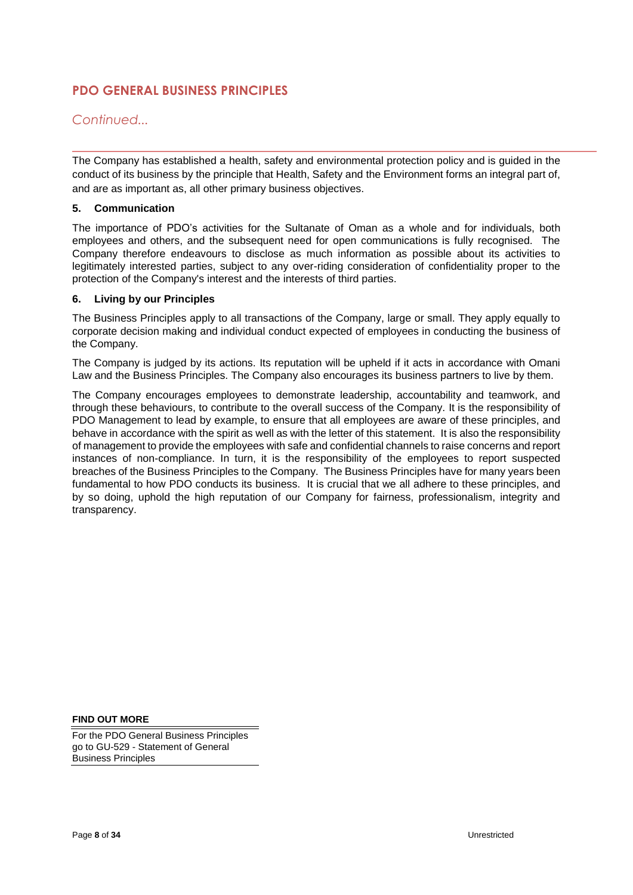## PDO GENERAL BUSINESS PRINCIPLES

*Continued...*

The Company has established a health, safety and environmental protection policy and is guided in the conduct of its business by the principle that Health, Safety and the Environment forms an integral part of, and are as important as, all other primary business objectives.

### 5. Communication

The importance of PDO's activities for the Sultanate of Oman as a whole and for individuals, both employees and others, and the subsequent need for open communications is fully recognised. The Company therefore endeavours to disclose as much information as possible about its activities to legitimately interested parties, subject to any over-riding consideration of confidentiality proper to the protection of the Company's interest and the interests of third parties.

### 6. Living by our Principles

The Business Principles apply to all transactions of the Company, large or small. They apply equally to corporate decision making and individual conduct expected of employees in conducting the business of the Company.

The Company is judged by its actions. Its reputation will be upheld if it acts in accordance with Omani Law and the Business Principles. The Company also encourages its business partners to live by them.

The Company encourages employees to demonstrate leadership, accountability and teamwork, and through these behaviours, to contribute to the overall success of the Company. It is the responsibility of PDO Management to lead by example, to ensure that all employees are aware of these principles, and behave in accordance with the spirit as well as with the letter of this statement. It is also the responsibility of management to provide the employees with safe and confidential channels to raise concerns and report instances of non-compliance. In turn, it is the responsibility of the employees to report suspected breaches of the Business Principles to the Company. The Business Principles have for many years been fundamental to how PDO conducts its business. It is crucial that we all adhere to these principles, and by so doing, uphold the high reputation of our Company for fairness, professionalism, integrity and transparency.

**FIND OUT MORE**

For the PDO General Business Principles go to GU-529 - Statement of General Business Principles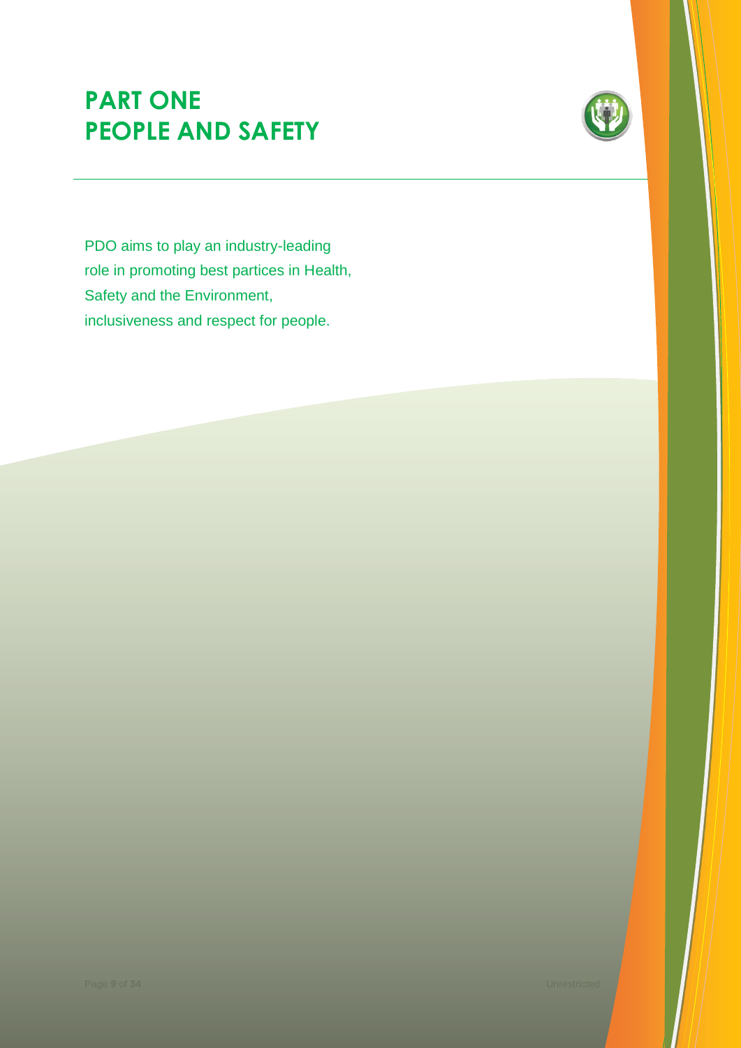# PART ONE
# PEOPLE AND SAFETY

PDO aims to play an industry-leading role in promoting best partices in Health, Safety and the Environment, inclusiveness and respect for people.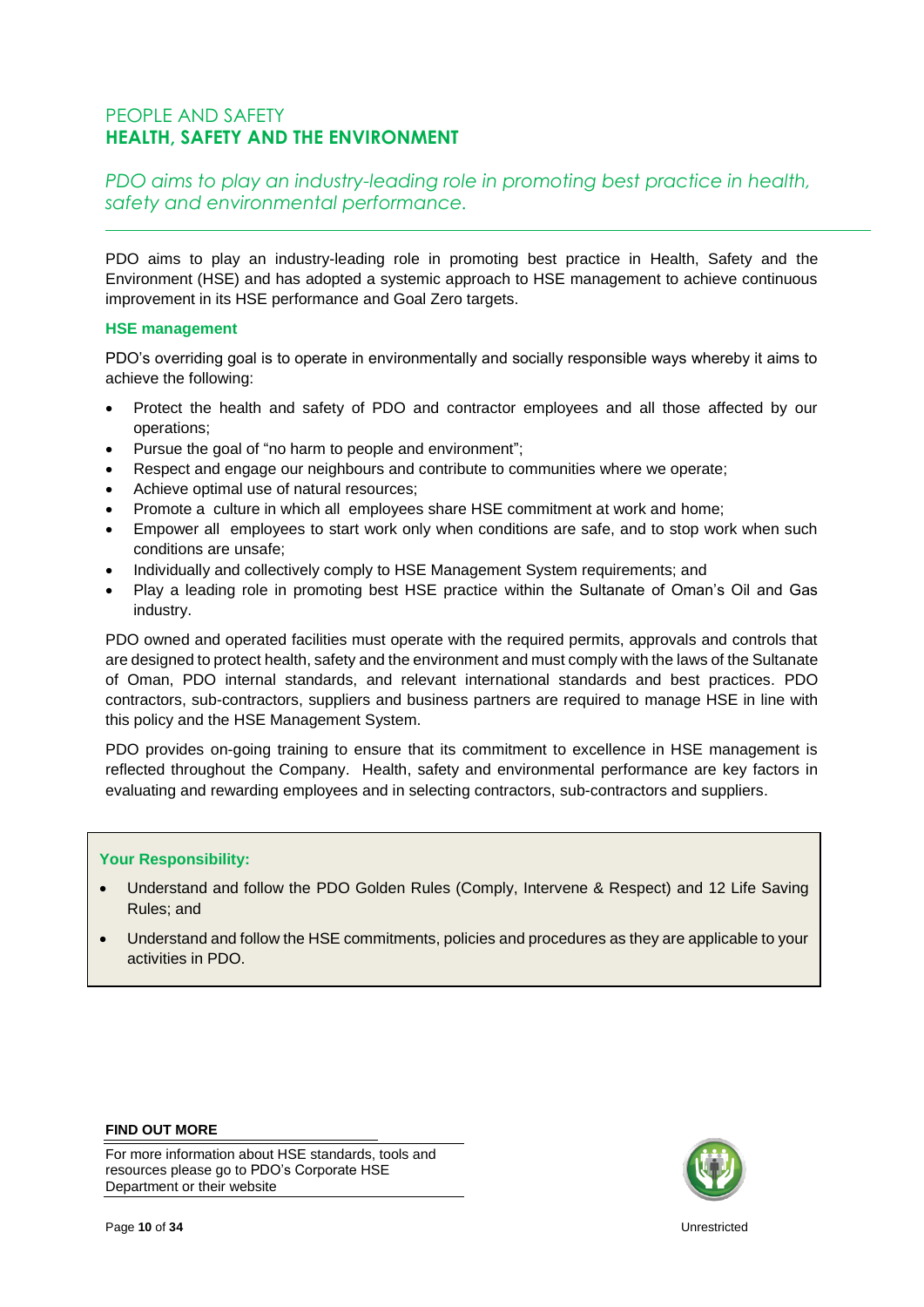## PEOPLE AND SAFETY
## HEALTH, SAFETY AND THE ENVIRONMENT

*PDO aims to play an industry-leading role in promoting best practice in health, safety and environmental performance.*

---

PDO aims to play an industry-leading role in promoting best practice in Health, Safety and the Environment (HSE) and has adopted a systemic approach to HSE management to achieve continuous improvement in its HSE performance and Goal Zero targets.

### HSE management

PDO's overriding goal is to operate in environmentally and socially responsible ways whereby it aims to achieve the following:

- Protect the health and safety of PDO and contractor employees and all those affected by our operations;
- Pursue the goal of "no harm to people and environment";
- Respect and engage our neighbours and contribute to communities where we operate;
- Achieve optimal use of natural resources;
- Promote a culture in which all employees share HSE commitment at work and home;
- Empower all employees to start work only when conditions are safe, and to stop work when such conditions are unsafe;
- Individually and collectively comply to HSE Management System requirements; and
- Play a leading role in promoting best HSE practice within the Sultanate of Oman's Oil and Gas industry.

PDO owned and operated facilities must operate with the required permits, approvals and controls that are designed to protect health, safety and the environment and must comply with the laws of the Sultanate of Oman, PDO internal standards, and relevant international standards and best practices. PDO contractors, sub-contractors, suppliers and business partners are required to manage HSE in line with this policy and the HSE Management System.

PDO provides on-going training to ensure that its commitment to excellence in HSE management is reflected throughout the Company. Health, safety and environmental performance are key factors in evaluating and rewarding employees and in selecting contractors, sub-contractors and suppliers.

**Your Responsibility:**

- Understand and follow the PDO Golden Rules (Comply, Intervene & Respect) and 12 Life Saving Rules; and
- Understand and follow the HSE commitments, policies and procedures as they are applicable to your activities in PDO.

**FIND OUT MORE**

For more information about HSE standards, tools and resources please go to PDO's Corporate HSE Department or their website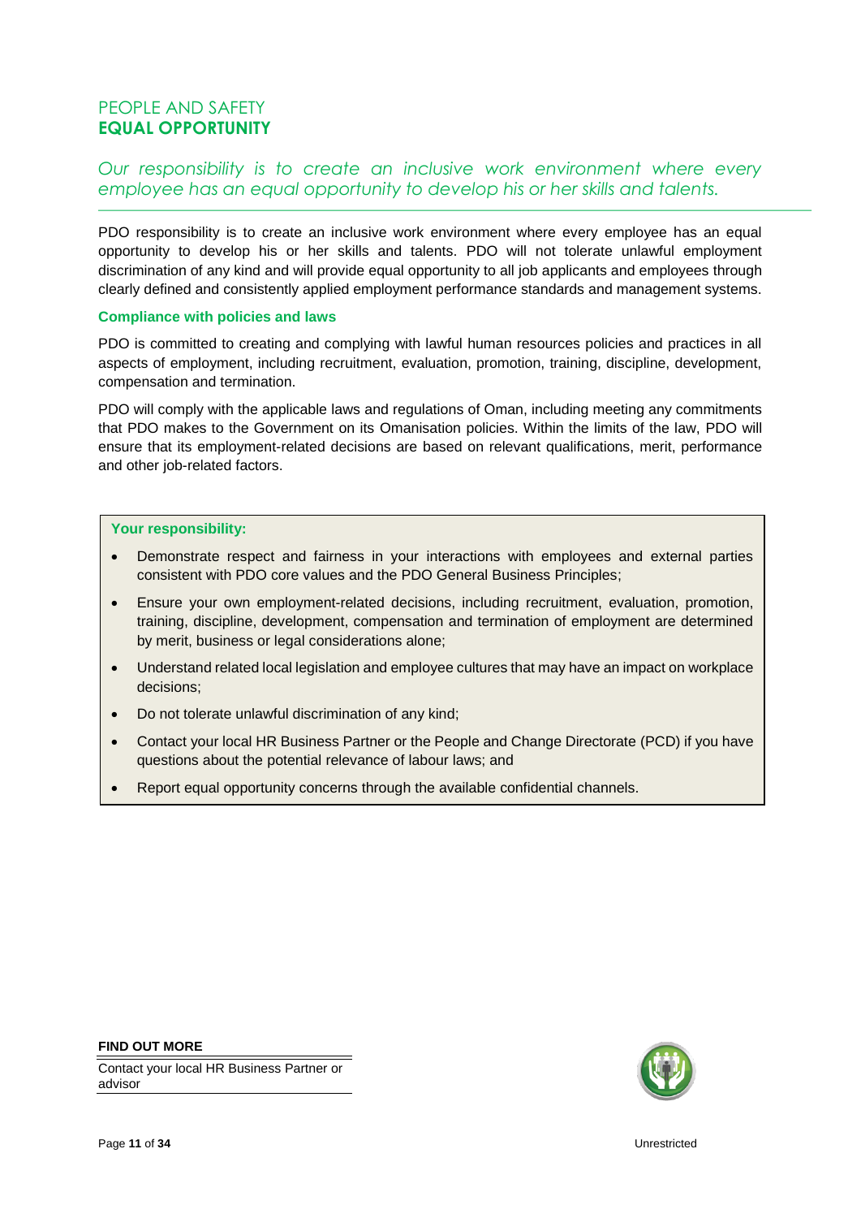PEOPLE AND SAFETY

## EQUAL OPPORTUNITY

*Our responsibility is to create an inclusive work environment where every employee has an equal opportunity to develop his or her skills and talents.*

---

PDO responsibility is to create an inclusive work environment where every employee has an equal opportunity to develop his or her skills and talents. PDO will not tolerate unlawful employment discrimination of any kind and will provide equal opportunity to all job applicants and employees through clearly defined and consistently applied employment performance standards and management systems.

### Compliance with policies and laws

PDO is committed to creating and complying with lawful human resources policies and practices in all aspects of employment, including recruitment, evaluation, promotion, training, discipline, development, compensation and termination.

PDO will comply with the applicable laws and regulations of Oman, including meeting any commitments that PDO makes to the Government on its Omanisation policies. Within the limits of the law, PDO will ensure that its employment-related decisions are based on relevant qualifications, merit, performance and other job-related factors.

**Your responsibility:**

- Demonstrate respect and fairness in your interactions with employees and external parties consistent with PDO core values and the PDO General Business Principles;
- Ensure your own employment-related decisions, including recruitment, evaluation, promotion, training, discipline, development, compensation and termination of employment are determined by merit, business or legal considerations alone;
- Understand related local legislation and employee cultures that may have an impact on workplace decisions;
- Do not tolerate unlawful discrimination of any kind;
- Contact your local HR Business Partner or the People and Change Directorate (PCD) if you have questions about the potential relevance of labour laws; and
- Report equal opportunity concerns through the available confidential channels.

**FIND OUT MORE**

Contact your local HR Business Partner or advisor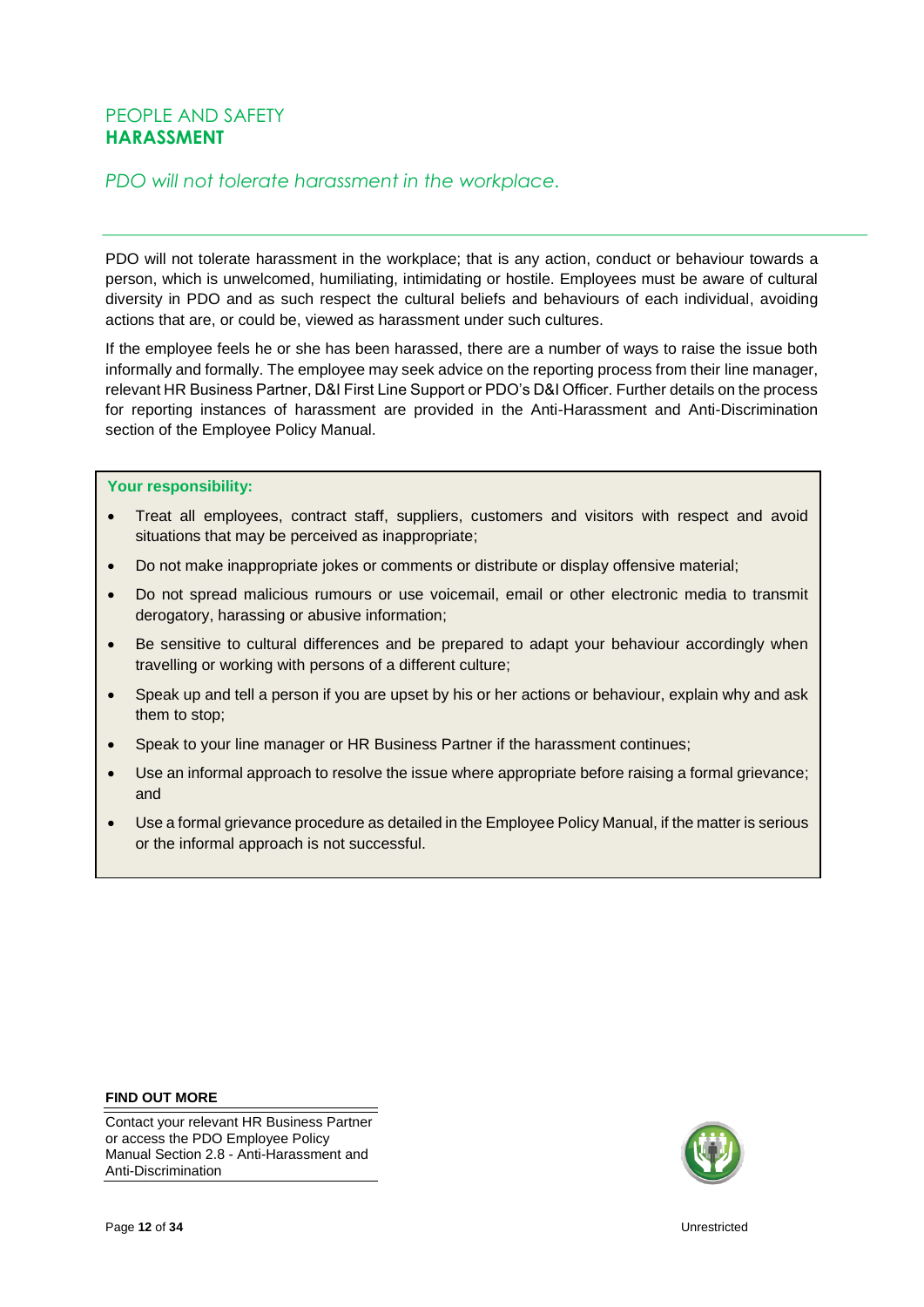PEOPLE AND SAFETY

## HARASSMENT

*PDO will not tolerate harassment in the workplace.*

PDO will not tolerate harassment in the workplace; that is any action, conduct or behaviour towards a person, which is unwelcomed, humiliating, intimidating or hostile. Employees must be aware of cultural diversity in PDO and as such respect the cultural beliefs and behaviours of each individual, avoiding actions that are, or could be, viewed as harassment under such cultures.

If the employee feels he or she has been harassed, there are a number of ways to raise the issue both informally and formally. The employee may seek advice on the reporting process from their line manager, relevant HR Business Partner, D&I First Line Support or PDO's D&I Officer. Further details on the process for reporting instances of harassment are provided in the Anti-Harassment and Anti-Discrimination section of the Employee Policy Manual.

**Your responsibility:**

- Treat all employees, contract staff, suppliers, customers and visitors with respect and avoid situations that may be perceived as inappropriate;
- Do not make inappropriate jokes or comments or distribute or display offensive material;
- Do not spread malicious rumours or use voicemail, email or other electronic media to transmit derogatory, harassing or abusive information;
- Be sensitive to cultural differences and be prepared to adapt your behaviour accordingly when travelling or working with persons of a different culture;
- Speak up and tell a person if you are upset by his or her actions or behaviour, explain why and ask them to stop;
- Speak to your line manager or HR Business Partner if the harassment continues;
- Use an informal approach to resolve the issue where appropriate before raising a formal grievance; and
- Use a formal grievance procedure as detailed in the Employee Policy Manual, if the matter is serious or the informal approach is not successful.

**FIND OUT MORE**

Contact your relevant HR Business Partner or access the PDO Employee Policy Manual Section 2.8 - Anti-Harassment and Anti-Discrimination

Unrestricted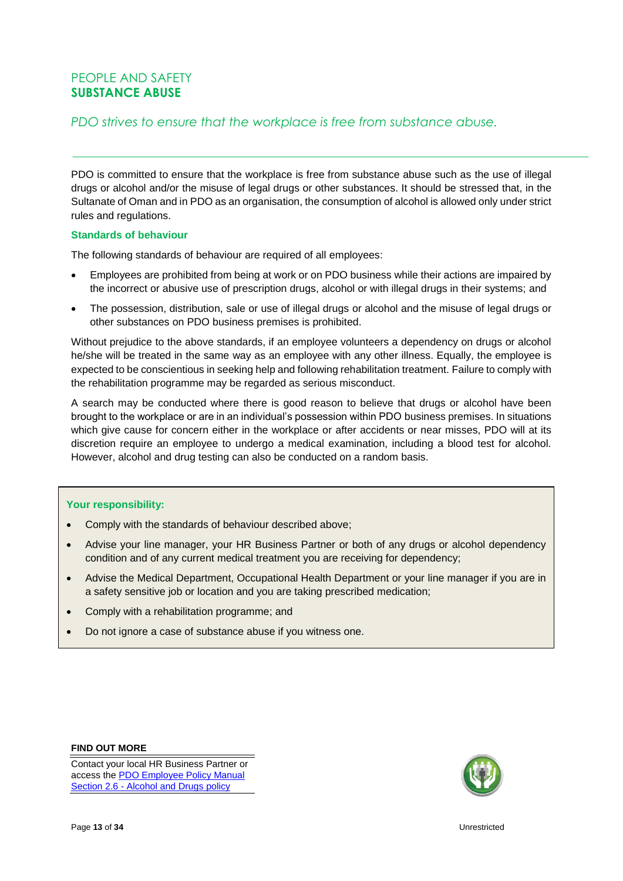PEOPLE AND SAFETY
# SUBSTANCE ABUSE

*PDO strives to ensure that the workplace is free from substance abuse.*

PDO is committed to ensure that the workplace is free from substance abuse such as the use of illegal drugs or alcohol and/or the misuse of legal drugs or other substances. It should be stressed that, in the Sultanate of Oman and in PDO as an organisation, the consumption of alcohol is allowed only under strict rules and regulations.

## Standards of behaviour

The following standards of behaviour are required of all employees:

- Employees are prohibited from being at work or on PDO business while their actions are impaired by the incorrect or abusive use of prescription drugs, alcohol or with illegal drugs in their systems; and
- The possession, distribution, sale or use of illegal drugs or alcohol and the misuse of legal drugs or other substances on PDO business premises is prohibited.

Without prejudice to the above standards, if an employee volunteers a dependency on drugs or alcohol he/she will be treated in the same way as an employee with any other illness. Equally, the employee is expected to be conscientious in seeking help and following rehabilitation treatment. Failure to comply with the rehabilitation programme may be regarded as serious misconduct.

A search may be conducted where there is good reason to believe that drugs or alcohol have been brought to the workplace or are in an individual's possession within PDO business premises. In situations which give cause for concern either in the workplace or after accidents or near misses, PDO will at its discretion require an employee to undergo a medical examination, including a blood test for alcohol. However, alcohol and drug testing can also be conducted on a random basis.

## Your responsibility:

- Comply with the standards of behaviour described above;
- Advise your line manager, your HR Business Partner or both of any drugs or alcohol dependency condition and of any current medical treatment you are receiving for dependency;
- Advise the Medical Department, Occupational Health Department or your line manager if you are in a safety sensitive job or location and you are taking prescribed medication;
- Comply with a rehabilitation programme; and
- Do not ignore a case of substance abuse if you witness one.

**FIND OUT MORE**

Contact your local HR Business Partner or access the [PDO Employee Policy Manual Section 2.6 - Alcohol and Drugs policy]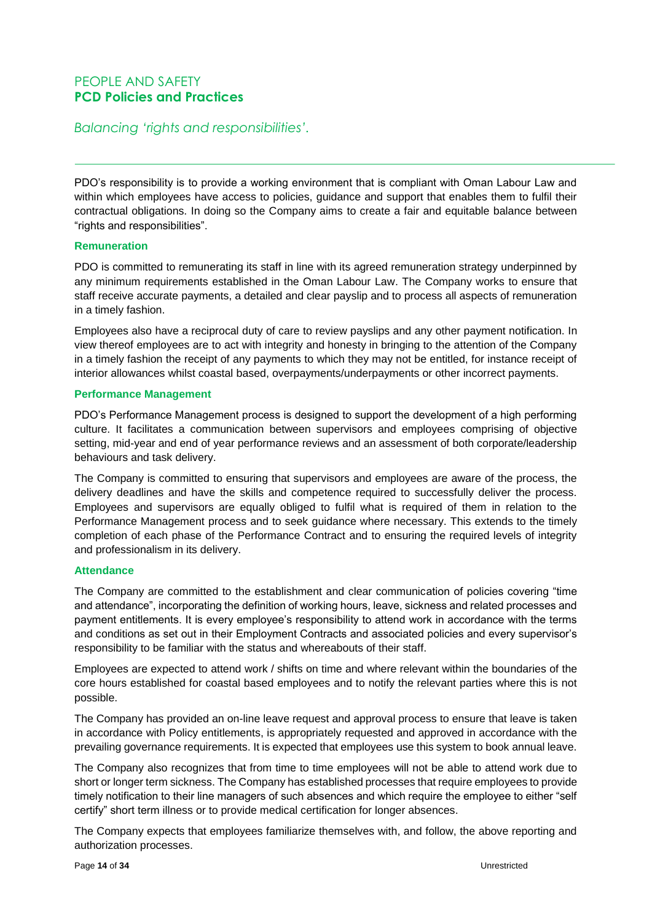PEOPLE AND SAFETY

## PCD Policies and Practices

*Balancing 'rights and responsibilities'.*

PDO's responsibility is to provide a working environment that is compliant with Oman Labour Law and within which employees have access to policies, guidance and support that enables them to fulfil their contractual obligations. In doing so the Company aims to create a fair and equitable balance between "rights and responsibilities".

### Remuneration

PDO is committed to remunerating its staff in line with its agreed remuneration strategy underpinned by any minimum requirements established in the Oman Labour Law. The Company works to ensure that staff receive accurate payments, a detailed and clear payslip and to process all aspects of remuneration in a timely fashion.

Employees also have a reciprocal duty of care to review payslips and any other payment notification. In view thereof employees are to act with integrity and honesty in bringing to the attention of the Company in a timely fashion the receipt of any payments to which they may not be entitled, for instance receipt of interior allowances whilst coastal based, overpayments/underpayments or other incorrect payments.

### Performance Management

PDO's Performance Management process is designed to support the development of a high performing culture. It facilitates a communication between supervisors and employees comprising of objective setting, mid-year and end of year performance reviews and an assessment of both corporate/leadership behaviours and task delivery.

The Company is committed to ensuring that supervisors and employees are aware of the process, the delivery deadlines and have the skills and competence required to successfully deliver the process. Employees and supervisors are equally obliged to fulfil what is required of them in relation to the Performance Management process and to seek guidance where necessary. This extends to the timely completion of each phase of the Performance Contract and to ensuring the required levels of integrity and professionalism in its delivery.

### Attendance

The Company are committed to the establishment and clear communication of policies covering "time and attendance", incorporating the definition of working hours, leave, sickness and related processes and payment entitlements. It is every employee's responsibility to attend work in accordance with the terms and conditions as set out in their Employment Contracts and associated policies and every supervisor's responsibility to be familiar with the status and whereabouts of their staff.

Employees are expected to attend work / shifts on time and where relevant within the boundaries of the core hours established for coastal based employees and to notify the relevant parties where this is not possible.

The Company has provided an on-line leave request and approval process to ensure that leave is taken in accordance with Policy entitlements, is appropriately requested and approved in accordance with the prevailing governance requirements. It is expected that employees use this system to book annual leave.

The Company also recognizes that from time to time employees will not be able to attend work due to short or longer term sickness. The Company has established processes that require employees to provide timely notification to their line managers of such absences and which require the employee to either "self certify" short term illness or to provide medical certification for longer absences.

The Company expects that employees familiarize themselves with, and follow, the above reporting and authorization processes.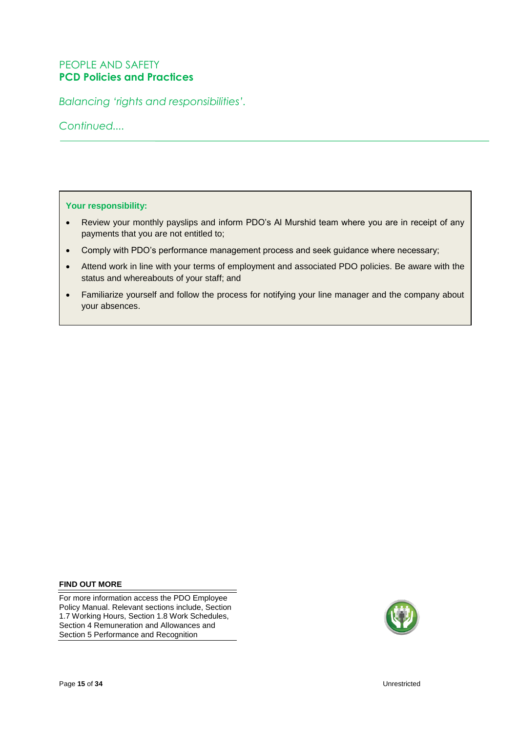PEOPLE AND SAFETY

## PCD Policies and Practices

*Balancing 'rights and responsibilities'.*

*Continued....*

---

**Your responsibility:**

- Review your monthly payslips and inform PDO's Al Murshid team where you are in receipt of any payments that you are not entitled to;
- Comply with PDO's performance management process and seek guidance where necessary;
- Attend work in line with your terms of employment and associated PDO policies. Be aware with the status and whereabouts of your staff; and
- Familiarize yourself and follow the process for notifying your line manager and the company about your absences.

**FIND OUT MORE**

For more information access the PDO Employee Policy Manual. Relevant sections include, Section 1.7 Working Hours, Section 1.8 Work Schedules, Section 4 Remuneration and Allowances and Section 5 Performance and Recognition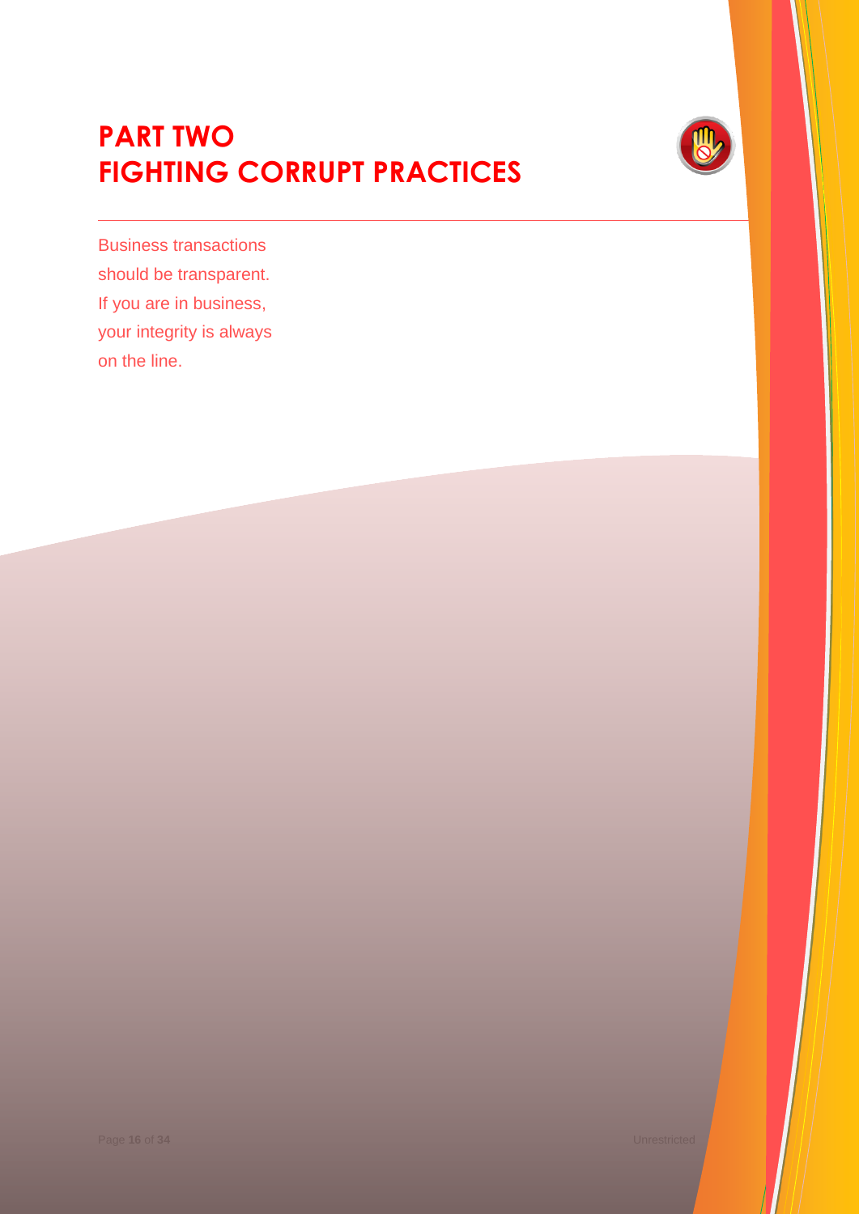# PART TWO
# FIGHTING CORRUPT PRACTICES

Business transactions should be transparent. If you are in business, your integrity is always on the line.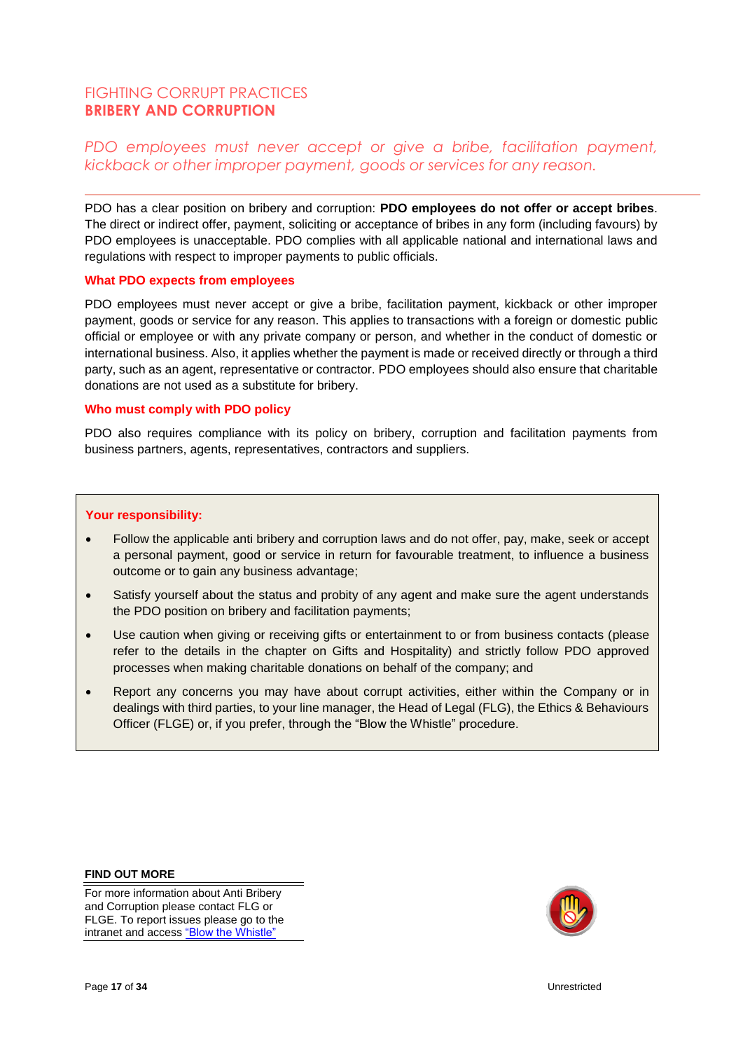# FIGHTING CORRUPT PRACTICES
## BRIBERY AND CORRUPTION

*PDO employees must never accept or give a bribe, facilitation payment, kickback or other improper payment, goods or services for any reason.*

---

PDO has a clear position on bribery and corruption: **PDO employees do not offer or accept bribes**. The direct or indirect offer, payment, soliciting or acceptance of bribes in any form (including favours) by PDO employees is unacceptable. PDO complies with all applicable national and international laws and regulations with respect to improper payments to public officials.

### What PDO expects from employees

PDO employees must never accept or give a bribe, facilitation payment, kickback or other improper payment, goods or service for any reason. This applies to transactions with a foreign or domestic public official or employee or with any private company or person, and whether in the conduct of domestic or international business. Also, it applies whether the payment is made or received directly or through a third party, such as an agent, representative or contractor. PDO employees should also ensure that charitable donations are not used as a substitute for bribery.

### Who must comply with PDO policy

PDO also requires compliance with its policy on bribery, corruption and facilitation payments from business partners, agents, representatives, contractors and suppliers.

### Your responsibility:

- Follow the applicable anti bribery and corruption laws and do not offer, pay, make, seek or accept a personal payment, good or service in return for favourable treatment, to influence a business outcome or to gain any business advantage;
- Satisfy yourself about the status and probity of any agent and make sure the agent understands the PDO position on bribery and facilitation payments;
- Use caution when giving or receiving gifts or entertainment to or from business contacts (please refer to the details in the chapter on Gifts and Hospitality) and strictly follow PDO approved processes when making charitable donations on behalf of the company; and
- Report any concerns you may have about corrupt activities, either within the Company or in dealings with third parties, to your line manager, the Head of Legal (FLG), the Ethics & Behaviours Officer (FLGE) or, if you prefer, through the "Blow the Whistle" procedure.

**FIND OUT MORE**

For more information about Anti Bribery and Corruption please contact FLG or FLGE. To report issues please go to the intranet and access "Blow the Whistle"

Unrestricted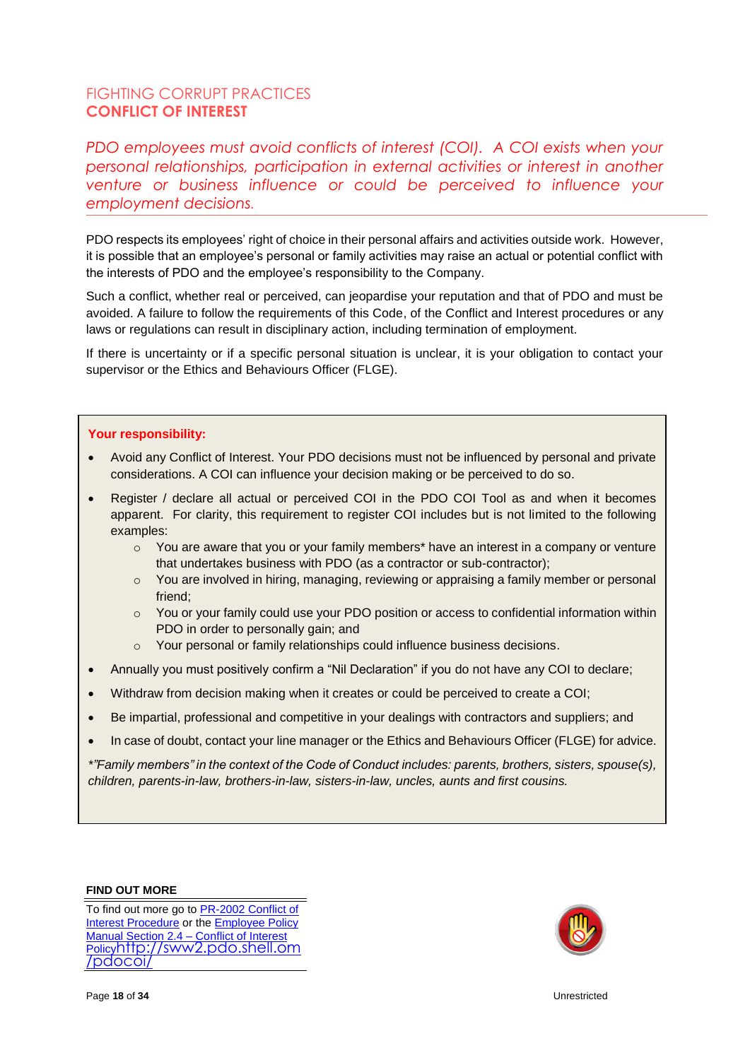FIGHTING CORRUPT PRACTICES

## CONFLICT OF INTEREST

*PDO employees must avoid conflicts of interest (COI). A COI exists when your personal relationships, participation in external activities or interest in another venture or business influence or could be perceived to influence your employment decisions.*

PDO respects its employees' right of choice in their personal affairs and activities outside work. However, it is possible that an employee's personal or family activities may raise an actual or potential conflict with the interests of PDO and the employee's responsibility to the Company.

Such a conflict, whether real or perceived, can jeopardise your reputation and that of PDO and must be avoided. A failure to follow the requirements of this Code, of the Conflict and Interest procedures or any laws or regulations can result in disciplinary action, including termination of employment.

If there is uncertainty or if a specific personal situation is unclear, it is your obligation to contact your supervisor or the Ethics and Behaviours Officer (FLGE).

**Your responsibility:**

- Avoid any Conflict of Interest. Your PDO decisions must not be influenced by personal and private considerations. A COI can influence your decision making or be perceived to do so.
- Register / declare all actual or perceived COI in the PDO COI Tool as and when it becomes apparent. For clarity, this requirement to register COI includes but is not limited to the following examples:
  - You are aware that you or your family members* have an interest in a company or venture that undertakes business with PDO (as a contractor or sub-contractor);
  - You are involved in hiring, managing, reviewing or appraising a family member or personal friend;
  - You or your family could use your PDO position or access to confidential information within PDO in order to personally gain; and
  - Your personal or family relationships could influence business decisions.
- Annually you must positively confirm a "Nil Declaration" if you do not have any COI to declare;
- Withdraw from decision making when it creates or could be perceived to create a COI;
- Be impartial, professional and competitive in your dealings with contractors and suppliers; and
- In case of doubt, contact your line manager or the Ethics and Behaviours Officer (FLGE) for advice.

*\*"Family members" in the context of the Code of Conduct includes: parents, brothers, sisters, spouse(s), children, parents-in-law, brothers-in-law, sisters-in-law, uncles, aunts and first cousins.*

**FIND OUT MORE**

To find out more go to PR-2002 Conflict of Interest Procedure or the Employee Policy Manual Section 2.4 – Conflict of Interest Policyhttp://sww2.pdo.shell.om/pdocoi/

Unrestricted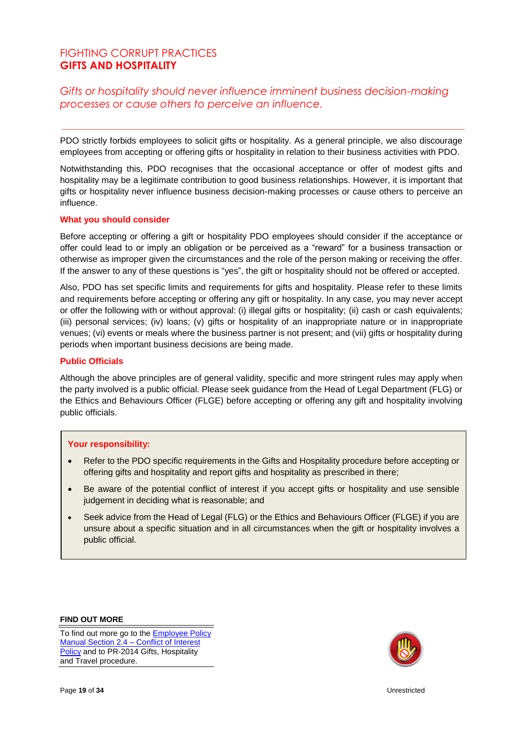# FIGHTING CORRUPT PRACTICES
## GIFTS AND HOSPITALITY

*Gifts or hospitality should never influence imminent business decision-making processes or cause others to perceive an influence.*

---

PDO strictly forbids employees to solicit gifts or hospitality. As a general principle, we also discourage employees from accepting or offering gifts or hospitality in relation to their business activities with PDO.

Notwithstanding this, PDO recognises that the occasional acceptance or offer of modest gifts and hospitality may be a legitimate contribution to good business relationships. However, it is important that gifts or hospitality never influence business decision-making processes or cause others to perceive an influence.

### What you should consider

Before accepting or offering a gift or hospitality PDO employees should consider if the acceptance or offer could lead to or imply an obligation or be perceived as a "reward" for a business transaction or otherwise as improper given the circumstances and the role of the person making or receiving the offer. If the answer to any of these questions is "yes", the gift or hospitality should not be offered or accepted.

Also, PDO has set specific limits and requirements for gifts and hospitality. Please refer to these limits and requirements before accepting or offering any gift or hospitality. In any case, you may never accept or offer the following with or without approval: (i) illegal gifts or hospitality; (ii) cash or cash equivalents; (iii) personal services; (iv) loans; (v) gifts or hospitality of an inappropriate nature or in inappropriate venues; (vi) events or meals where the business partner is not present; and (vii) gifts or hospitality during periods when important business decisions are being made.

### Public Officials

Although the above principles are of general validity, specific and more stringent rules may apply when the party involved is a public official. Please seek guidance from the Head of Legal Department (FLG) or the Ethics and Behaviours Officer (FLGE) before accepting or offering any gift and hospitality involving public officials.

**Your responsibility:**

- Refer to the PDO specific requirements in the Gifts and Hospitality procedure before accepting or offering gifts and hospitality and report gifts and hospitality as prescribed in there;
- Be aware of the potential conflict of interest if you accept gifts or hospitality and use sensible judgement in deciding what is reasonable; and
- Seek advice from the Head of Legal (FLG) or the Ethics and Behaviours Officer (FLGE) if you are unsure about a specific situation and in all circumstances when the gift or hospitality involves a public official.

**FIND OUT MORE**

To find out more go to the Employee Policy Manual Section 2.4 – Conflict of Interest Policy and to PR-2014 Gifts, Hospitality and Travel procedure.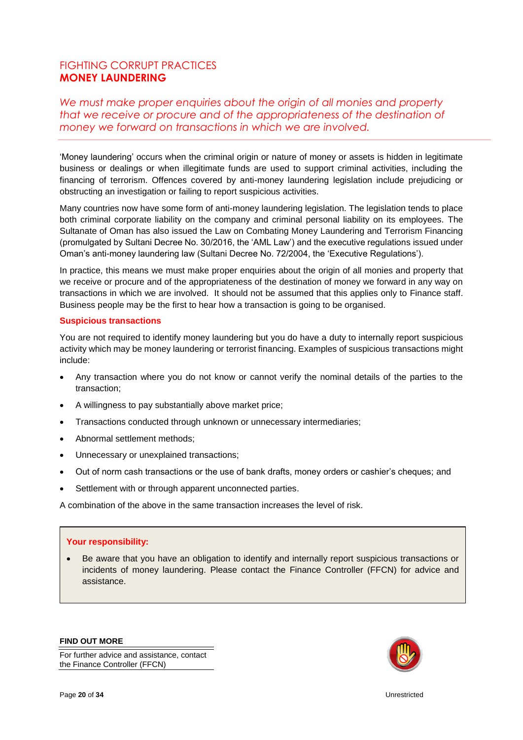## FIGHTING CORRUPT PRACTICES
## MONEY LAUNDERING

*We must make proper enquiries about the origin of all monies and property that we receive or procure and of the appropriateness of the destination of money we forward on transactions in which we are involved.*

'Money laundering' occurs when the criminal origin or nature of money or assets is hidden in legitimate business or dealings or when illegitimate funds are used to support criminal activities, including the financing of terrorism. Offences covered by anti-money laundering legislation include prejudicing or obstructing an investigation or failing to report suspicious activities.

Many countries now have some form of anti-money laundering legislation. The legislation tends to place both criminal corporate liability on the company and criminal personal liability on its employees. The Sultanate of Oman has also issued the Law on Combating Money Laundering and Terrorism Financing (promulgated by Sultani Decree No. 30/2016, the 'AML Law') and the executive regulations issued under Oman's anti-money laundering law (Sultani Decree No. 72/2004, the 'Executive Regulations').

In practice, this means we must make proper enquiries about the origin of all monies and property that we receive or procure and of the appropriateness of the destination of money we forward in any way on transactions in which we are involved. It should not be assumed that this applies only to Finance staff. Business people may be the first to hear how a transaction is going to be organised.

### Suspicious transactions

You are not required to identify money laundering but you do have a duty to internally report suspicious activity which may be money laundering or terrorist financing. Examples of suspicious transactions might include:

- Any transaction where you do not know or cannot verify the nominal details of the parties to the transaction;
- A willingness to pay substantially above market price;
- Transactions conducted through unknown or unnecessary intermediaries;
- Abnormal settlement methods;
- Unnecessary or unexplained transactions;
- Out of norm cash transactions or the use of bank drafts, money orders or cashier's cheques; and
- Settlement with or through apparent unconnected parties.

A combination of the above in the same transaction increases the level of risk.

**Your responsibility:**

- Be aware that you have an obligation to identify and internally report suspicious transactions or incidents of money laundering. Please contact the Finance Controller (FFCN) for advice and assistance.

**FIND OUT MORE**

For further advice and assistance, contact the Finance Controller (FFCN)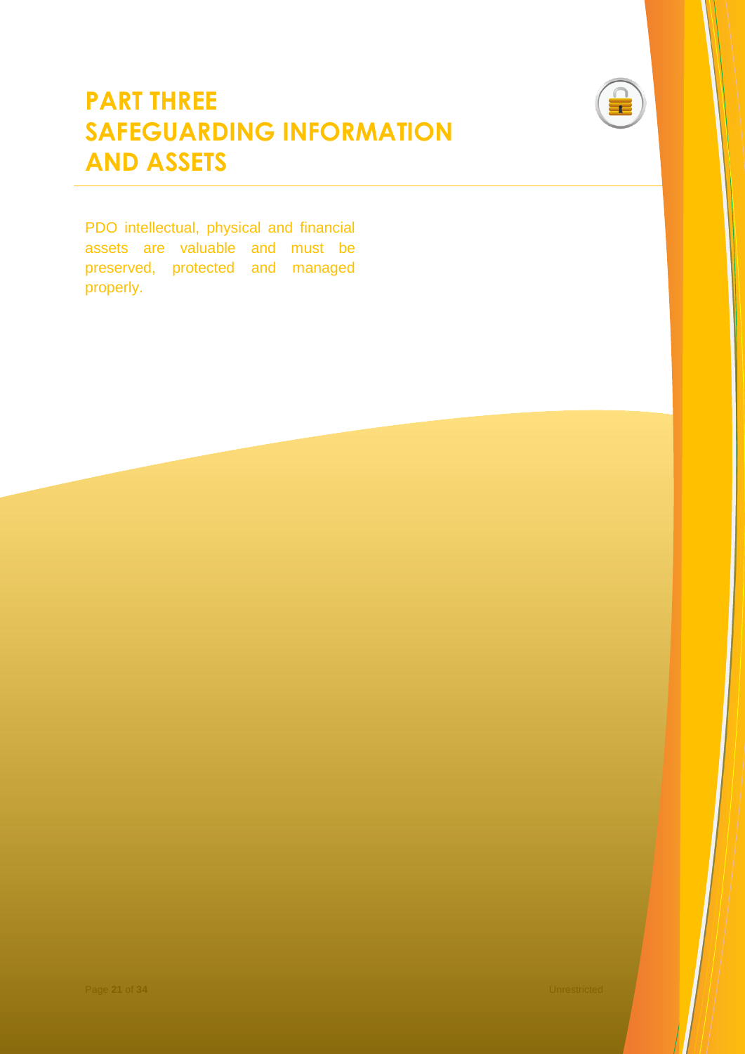# PART THREE SAFEGUARDING INFORMATION AND ASSETS

PDO intellectual, physical and financial assets are valuable and must be preserved, protected and managed properly.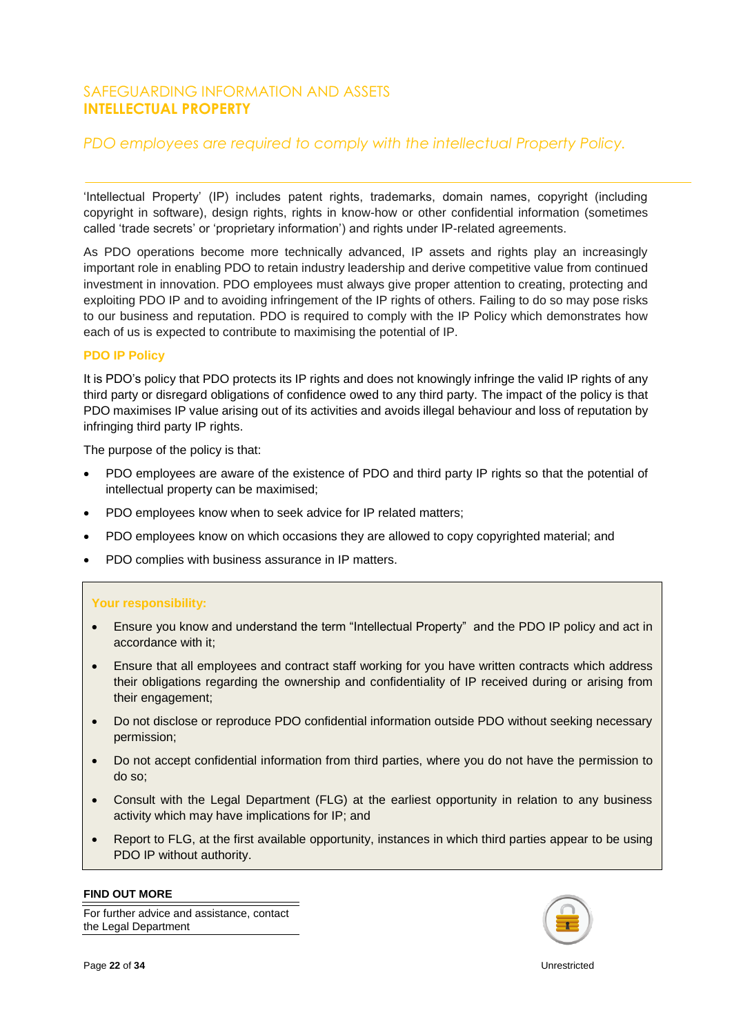# SAFEGUARDING INFORMATION AND ASSETS
## INTELLECTUAL PROPERTY

*PDO employees are required to comply with the intellectual Property Policy.*

'Intellectual Property' (IP) includes patent rights, trademarks, domain names, copyright (including copyright in software), design rights, rights in know-how or other confidential information (sometimes called 'trade secrets' or 'proprietary information') and rights under IP-related agreements.

As PDO operations become more technically advanced, IP assets and rights play an increasingly important role in enabling PDO to retain industry leadership and derive competitive value from continued investment in innovation. PDO employees must always give proper attention to creating, protecting and exploiting PDO IP and to avoiding infringement of the IP rights of others. Failing to do so may pose risks to our business and reputation. PDO is required to comply with the IP Policy which demonstrates how each of us is expected to contribute to maximising the potential of IP.

### PDO IP Policy

It is PDO's policy that PDO protects its IP rights and does not knowingly infringe the valid IP rights of any third party or disregard obligations of confidence owed to any third party. The impact of the policy is that PDO maximises IP value arising out of its activities and avoids illegal behaviour and loss of reputation by infringing third party IP rights.

The purpose of the policy is that:

- PDO employees are aware of the existence of PDO and third party IP rights so that the potential of intellectual property can be maximised;
- PDO employees know when to seek advice for IP related matters;
- PDO employees know on which occasions they are allowed to copy copyrighted material; and
- PDO complies with business assurance in IP matters.

**Your responsibility:**

- Ensure you know and understand the term "Intellectual Property" and the PDO IP policy and act in accordance with it;
- Ensure that all employees and contract staff working for you have written contracts which address their obligations regarding the ownership and confidentiality of IP received during or arising from their engagement;
- Do not disclose or reproduce PDO confidential information outside PDO without seeking necessary permission;
- Do not accept confidential information from third parties, where you do not have the permission to do so;
- Consult with the Legal Department (FLG) at the earliest opportunity in relation to any business activity which may have implications for IP; and
- Report to FLG, at the first available opportunity, instances in which third parties appear to be using PDO IP without authority.

**FIND OUT MORE**

For further advice and assistance, contact the Legal Department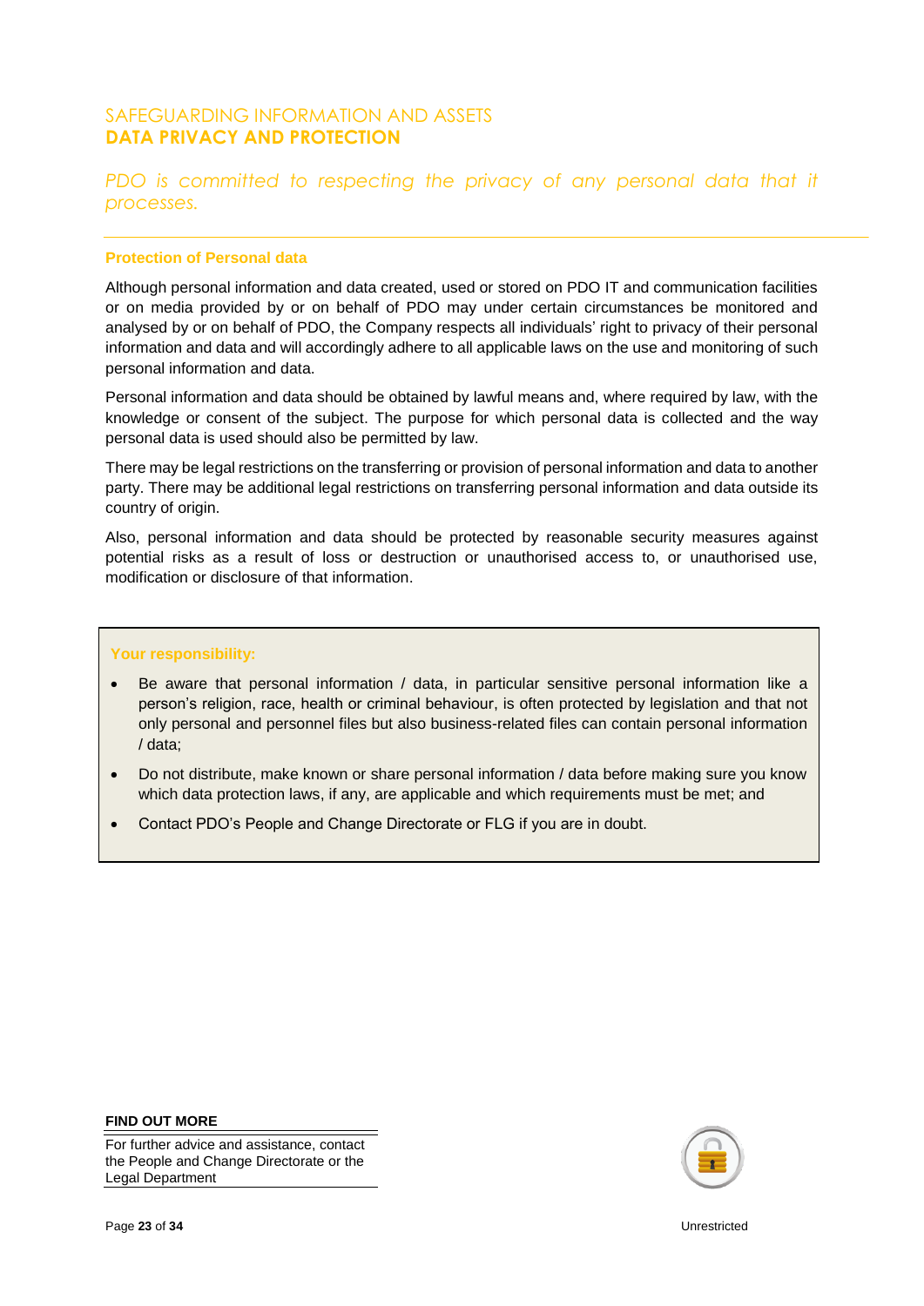SAFEGUARDING INFORMATION AND ASSETS

## DATA PRIVACY AND PROTECTION

*PDO is committed to respecting the privacy of any personal data that it processes.*

### Protection of Personal data

Although personal information and data created, used or stored on PDO IT and communication facilities or on media provided by or on behalf of PDO may under certain circumstances be monitored and analysed by or on behalf of PDO, the Company respects all individuals' right to privacy of their personal information and data and will accordingly adhere to all applicable laws on the use and monitoring of such personal information and data.

Personal information and data should be obtained by lawful means and, where required by law, with the knowledge or consent of the subject. The purpose for which personal data is collected and the way personal data is used should also be permitted by law.

There may be legal restrictions on the transferring or provision of personal information and data to another party. There may be additional legal restrictions on transferring personal information and data outside its country of origin.

Also, personal information and data should be protected by reasonable security measures against potential risks as a result of loss or destruction or unauthorised access to, or unauthorised use, modification or disclosure of that information.

**Your responsibility:**

- Be aware that personal information / data, in particular sensitive personal information like a person's religion, race, health or criminal behaviour, is often protected by legislation and that not only personal and personnel files but also business-related files can contain personal information / data;
- Do not distribute, make known or share personal information / data before making sure you know which data protection laws, if any, are applicable and which requirements must be met; and
- Contact PDO's People and Change Directorate or FLG if you are in doubt.

**FIND OUT MORE**

For further advice and assistance, contact the People and Change Directorate or the Legal Department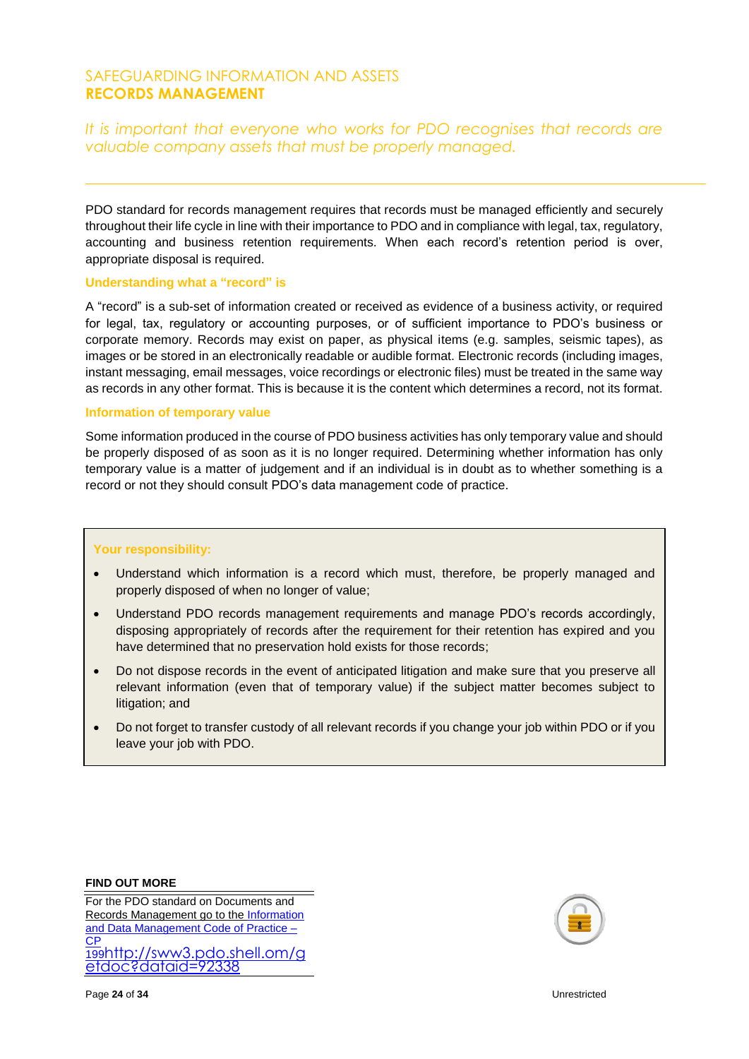# SAFEGUARDING INFORMATION AND ASSETS

## RECORDS MANAGEMENT

*It is important that everyone who works for PDO recognises that records are valuable company assets that must be properly managed.*

---

PDO standard for records management requires that records must be managed efficiently and securely throughout their life cycle in line with their importance to PDO and in compliance with legal, tax, regulatory, accounting and business retention requirements. When each record's retention period is over, appropriate disposal is required.

### Understanding what a "record" is

A "record" is a sub-set of information created or received as evidence of a business activity, or required for legal, tax, regulatory or accounting purposes, or of sufficient importance to PDO's business or corporate memory. Records may exist on paper, as physical items (e.g. samples, seismic tapes), as images or be stored in an electronically readable or audible format. Electronic records (including images, instant messaging, email messages, voice recordings or electronic files) must be treated in the same way as records in any other format. This is because it is the content which determines a record, not its format.

### Information of temporary value

Some information produced in the course of PDO business activities has only temporary value and should be properly disposed of as soon as it is no longer required. Determining whether information has only temporary value is a matter of judgement and if an individual is in doubt as to whether something is a record or not they should consult PDO's data management code of practice.

> **Your responsibility:**
>
> - Understand which information is a record which must, therefore, be properly managed and properly disposed of when no longer of value;
> - Understand PDO records management requirements and manage PDO's records accordingly, disposing appropriately of records after the requirement for their retention has expired and you have determined that no preservation hold exists for those records;
> - Do not dispose records in the event of anticipated litigation and make sure that you preserve all relevant information (even that of temporary value) if the subject matter becomes subject to litigation; and
> - Do not forget to transfer custody of all relevant records if you change your job within PDO or if you leave your job with PDO.

**FIND OUT MORE**

For the PDO standard on Documents and Records Management go to the Information and Data Management Code of Practice – CP 199http://sww3.pdo.shell.om/getdoc?dataid=92338

Unrestricted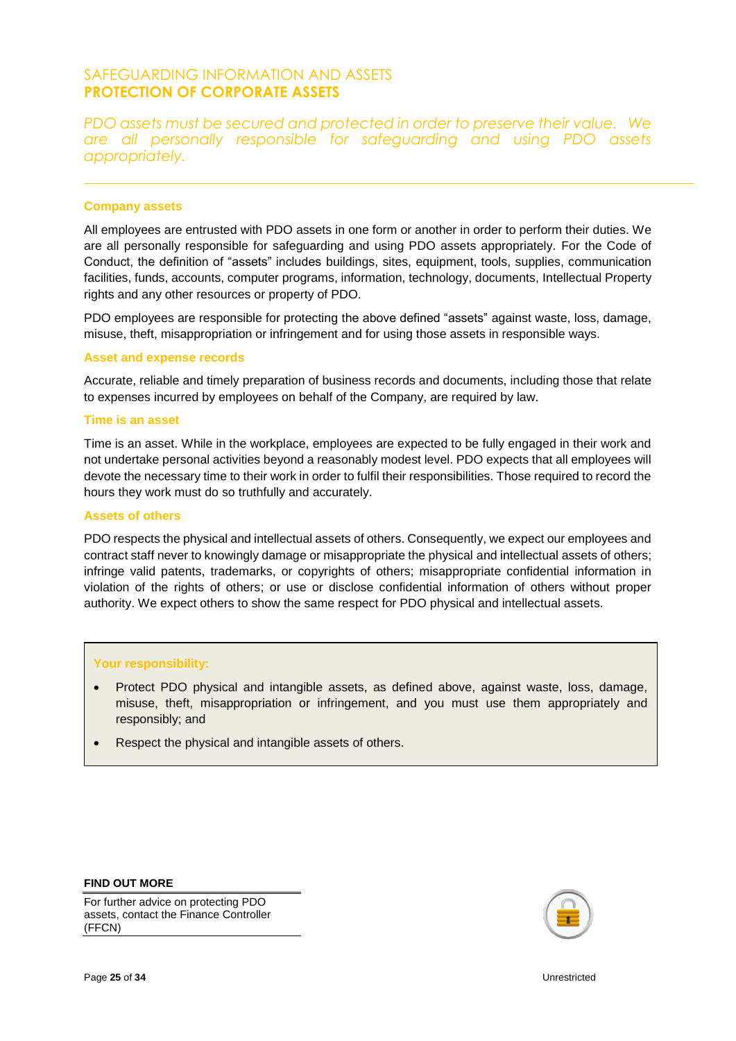# SAFEGUARDING INFORMATION AND ASSETS
## PROTECTION OF CORPORATE ASSETS

*PDO assets must be secured and protected in order to preserve their value. We are all personally responsible for safeguarding and using PDO assets appropriately.*

---

### Company assets

All employees are entrusted with PDO assets in one form or another in order to perform their duties. We are all personally responsible for safeguarding and using PDO assets appropriately. For the Code of Conduct, the definition of "assets" includes buildings, sites, equipment, tools, supplies, communication facilities, funds, accounts, computer programs, information, technology, documents, Intellectual Property rights and any other resources or property of PDO.

PDO employees are responsible for protecting the above defined "assets" against waste, loss, damage, misuse, theft, misappropriation or infringement and for using those assets in responsible ways.

### Asset and expense records

Accurate, reliable and timely preparation of business records and documents, including those that relate to expenses incurred by employees on behalf of the Company, are required by law.

### Time is an asset

Time is an asset. While in the workplace, employees are expected to be fully engaged in their work and not undertake personal activities beyond a reasonably modest level. PDO expects that all employees will devote the necessary time to their work in order to fulfil their responsibilities. Those required to record the hours they work must do so truthfully and accurately.

### Assets of others

PDO respects the physical and intellectual assets of others. Consequently, we expect our employees and contract staff never to knowingly damage or misappropriate the physical and intellectual assets of others; infringe valid patents, trademarks, or copyrights of others; misappropriate confidential information in violation of the rights of others; or use or disclose confidential information of others without proper authority. We expect others to show the same respect for PDO physical and intellectual assets.

**Your responsibility:**

- Protect PDO physical and intangible assets, as defined above, against waste, loss, damage, misuse, theft, misappropriation or infringement, and you must use them appropriately and responsibly; and
- Respect the physical and intangible assets of others.

**FIND OUT MORE**

For further advice on protecting PDO assets, contact the Finance Controller (FFCN)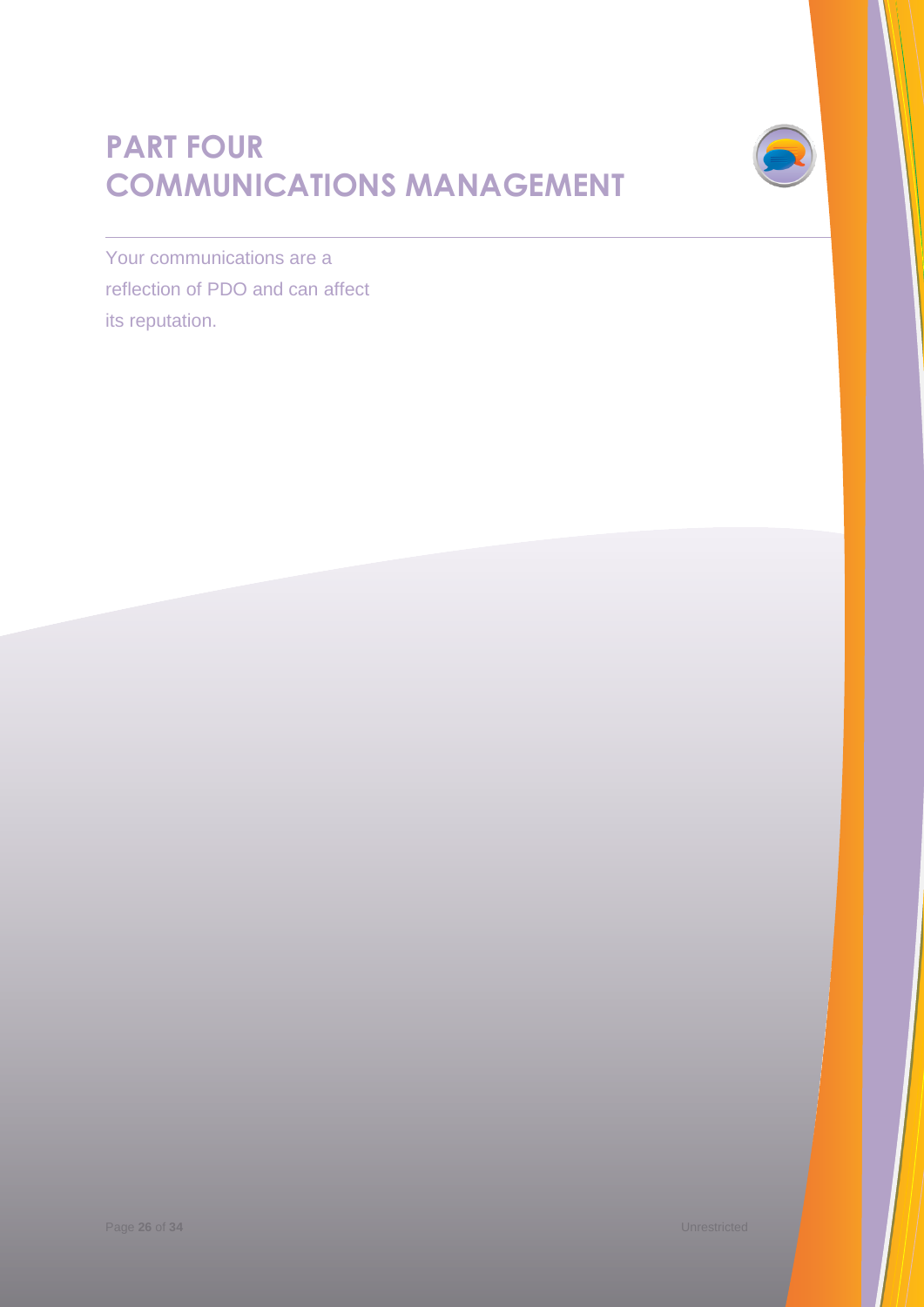# PART FOUR
# COMMUNICATIONS MANAGEMENT

Your communications are a reflection of PDO and can affect its reputation.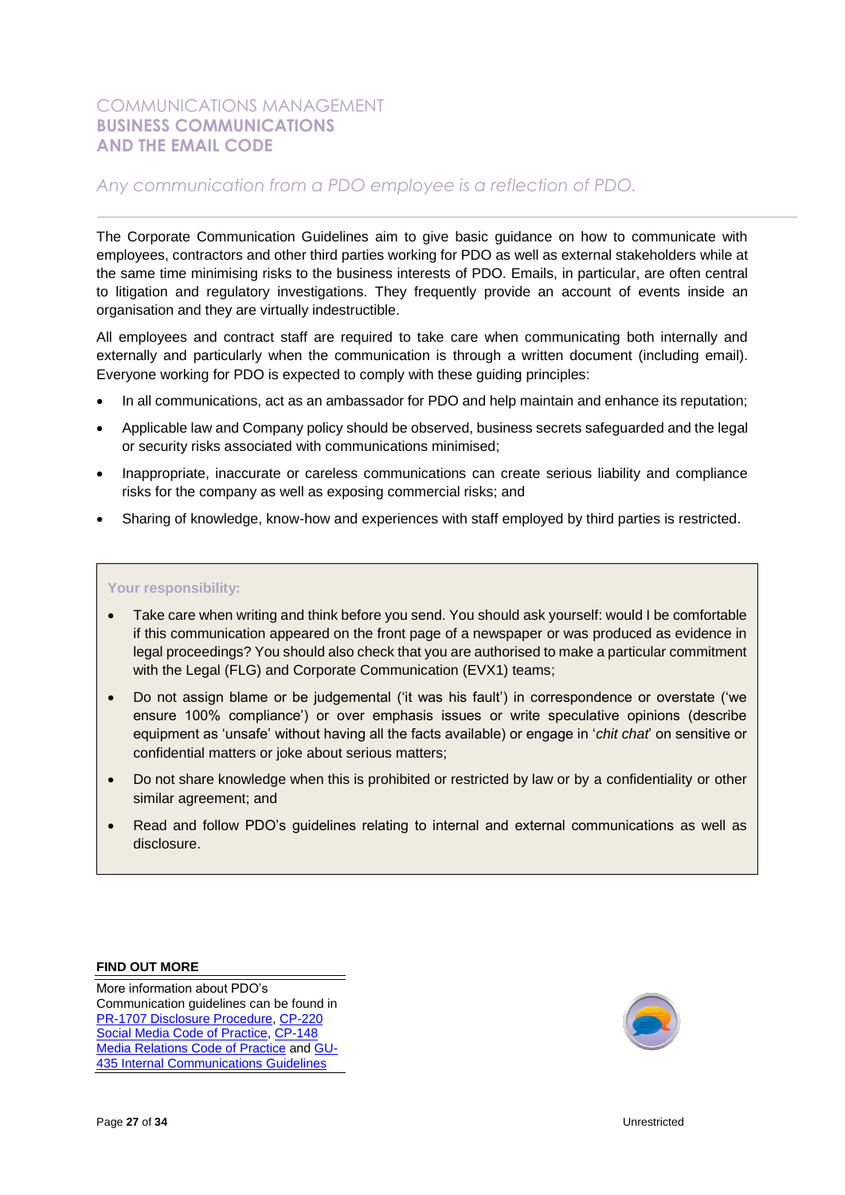# COMMUNICATIONS MANAGEMENT
## BUSINESS COMMUNICATIONS AND THE EMAIL CODE

*Any communication from a PDO employee is a reflection of PDO.*

The Corporate Communication Guidelines aim to give basic guidance on how to communicate with employees, contractors and other third parties working for PDO as well as external stakeholders while at the same time minimising risks to the business interests of PDO. Emails, in particular, are often central to litigation and regulatory investigations. They frequently provide an account of events inside an organisation and they are virtually indestructible.

All employees and contract staff are required to take care when communicating both internally and externally and particularly when the communication is through a written document (including email). Everyone working for PDO is expected to comply with these guiding principles:

- In all communications, act as an ambassador for PDO and help maintain and enhance its reputation;
- Applicable law and Company policy should be observed, business secrets safeguarded and the legal or security risks associated with communications minimised;
- Inappropriate, inaccurate or careless communications can create serious liability and compliance risks for the company as well as exposing commercial risks; and
- Sharing of knowledge, know-how and experiences with staff employed by third parties is restricted.

**Your responsibility:**

- Take care when writing and think before you send. You should ask yourself: would I be comfortable if this communication appeared on the front page of a newspaper or was produced as evidence in legal proceedings? You should also check that you are authorised to make a particular commitment with the Legal (FLG) and Corporate Communication (EVX1) teams;
- Do not assign blame or be judgemental ('it was his fault') in correspondence or overstate ('we ensure 100% compliance') or over emphasis issues or write speculative opinions (describe equipment as 'unsafe' without having all the facts available) or engage in '*chit chat*' on sensitive or confidential matters or joke about serious matters;
- Do not share knowledge when this is prohibited or restricted by law or by a confidentiality or other similar agreement; and
- Read and follow PDO's guidelines relating to internal and external communications as well as disclosure.

**FIND OUT MORE**

More information about PDO's Communication guidelines can be found in PR-1707 Disclosure Procedure, CP-220 Social Media Code of Practice, CP-148 Media Relations Code of Practice and GU-435 Internal Communications Guidelines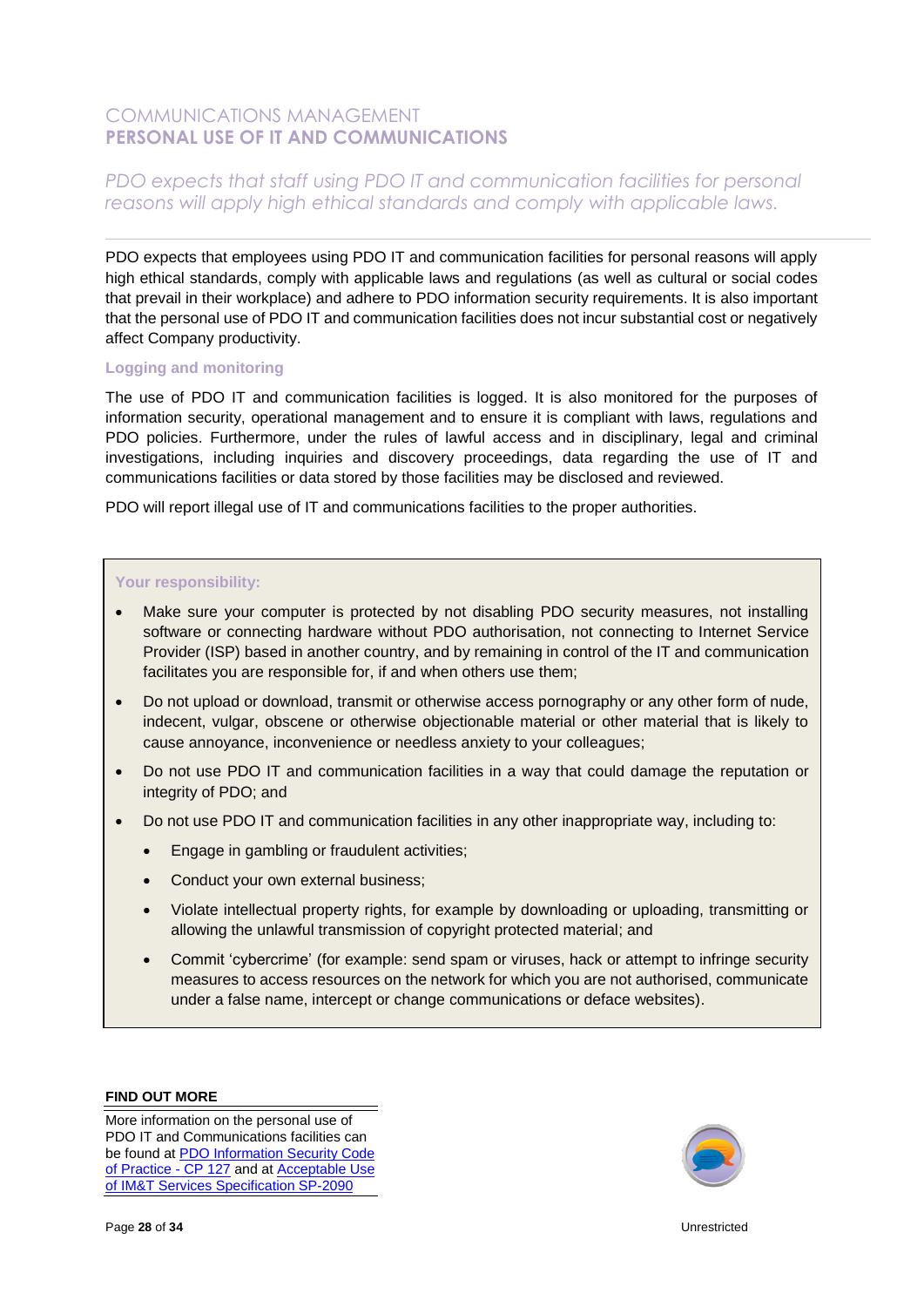# COMMUNICATIONS MANAGEMENT
## PERSONAL USE OF IT AND COMMUNICATIONS

*PDO expects that staff using PDO IT and communication facilities for personal reasons will apply high ethical standards and comply with applicable laws.*

---

PDO expects that employees using PDO IT and communication facilities for personal reasons will apply high ethical standards, comply with applicable laws and regulations (as well as cultural or social codes that prevail in their workplace) and adhere to PDO information security requirements. It is also important that the personal use of PDO IT and communication facilities does not incur substantial cost or negatively affect Company productivity.

### Logging and monitoring

The use of PDO IT and communication facilities is logged. It is also monitored for the purposes of information security, operational management and to ensure it is compliant with laws, regulations and PDO policies. Furthermore, under the rules of lawful access and in disciplinary, legal and criminal investigations, including inquiries and discovery proceedings, data regarding the use of IT and communications facilities or data stored by those facilities may be disclosed and reviewed.

PDO will report illegal use of IT and communications facilities to the proper authorities.

**Your responsibility:**

- Make sure your computer is protected by not disabling PDO security measures, not installing software or connecting hardware without PDO authorisation, not connecting to Internet Service Provider (ISP) based in another country, and by remaining in control of the IT and communication facilitates you are responsible for, if and when others use them;
- Do not upload or download, transmit or otherwise access pornography or any other form of nude, indecent, vulgar, obscene or otherwise objectionable material or other material that is likely to cause annoyance, inconvenience or needless anxiety to your colleagues;
- Do not use PDO IT and communication facilities in a way that could damage the reputation or integrity of PDO; and
- Do not use PDO IT and communication facilities in any other inappropriate way, including to:
  - Engage in gambling or fraudulent activities;
  - Conduct your own external business;
  - Violate intellectual property rights, for example by downloading or uploading, transmitting or allowing the unlawful transmission of copyright protected material; and
  - Commit 'cybercrime' (for example: send spam or viruses, hack or attempt to infringe security measures to access resources on the network for which you are not authorised, communicate under a false name, intercept or change communications or deface websites).

**FIND OUT MORE**

More information on the personal use of PDO IT and Communications facilities can be found at PDO Information Security Code of Practice - CP 127 and at Acceptable Use of IM&T Services Specification SP-2090

Unrestricted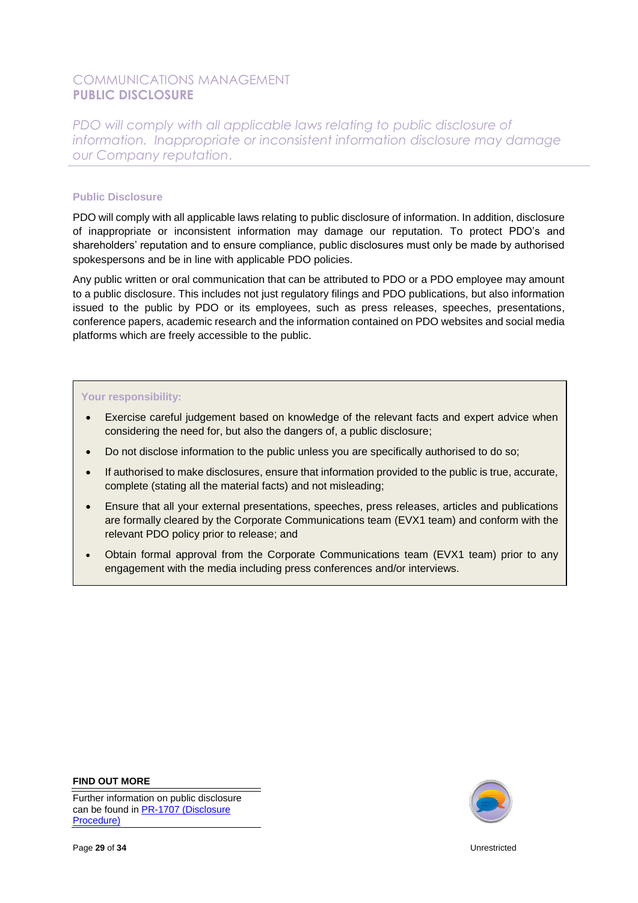# COMMUNICATIONS MANAGEMENT
## PUBLIC DISCLOSURE

*PDO will comply with all applicable laws relating to public disclosure of information. Inappropriate or inconsistent information disclosure may damage our Company reputation.*

### Public Disclosure

PDO will comply with all applicable laws relating to public disclosure of information. In addition, disclosure of inappropriate or inconsistent information may damage our reputation. To protect PDO's and shareholders' reputation and to ensure compliance, public disclosures must only be made by authorised spokespersons and be in line with applicable PDO policies.

Any public written or oral communication that can be attributed to PDO or a PDO employee may amount to a public disclosure. This includes not just regulatory filings and PDO publications, but also information issued to the public by PDO or its employees, such as press releases, speeches, presentations, conference papers, academic research and the information contained on PDO websites and social media platforms which are freely accessible to the public.

### Your responsibility:

- Exercise careful judgement based on knowledge of the relevant facts and expert advice when considering the need for, but also the dangers of, a public disclosure;
- Do not disclose information to the public unless you are specifically authorised to do so;
- If authorised to make disclosures, ensure that information provided to the public is true, accurate, complete (stating all the material facts) and not misleading;
- Ensure that all your external presentations, speeches, press releases, articles and publications are formally cleared by the Corporate Communications team (EVX1 team) and conform with the relevant PDO policy prior to release; and
- Obtain formal approval from the Corporate Communications team (EVX1 team) prior to any engagement with the media including press conferences and/or interviews.

**FIND OUT MORE**

Further information on public disclosure can be found in PR-1707 (Disclosure Procedure)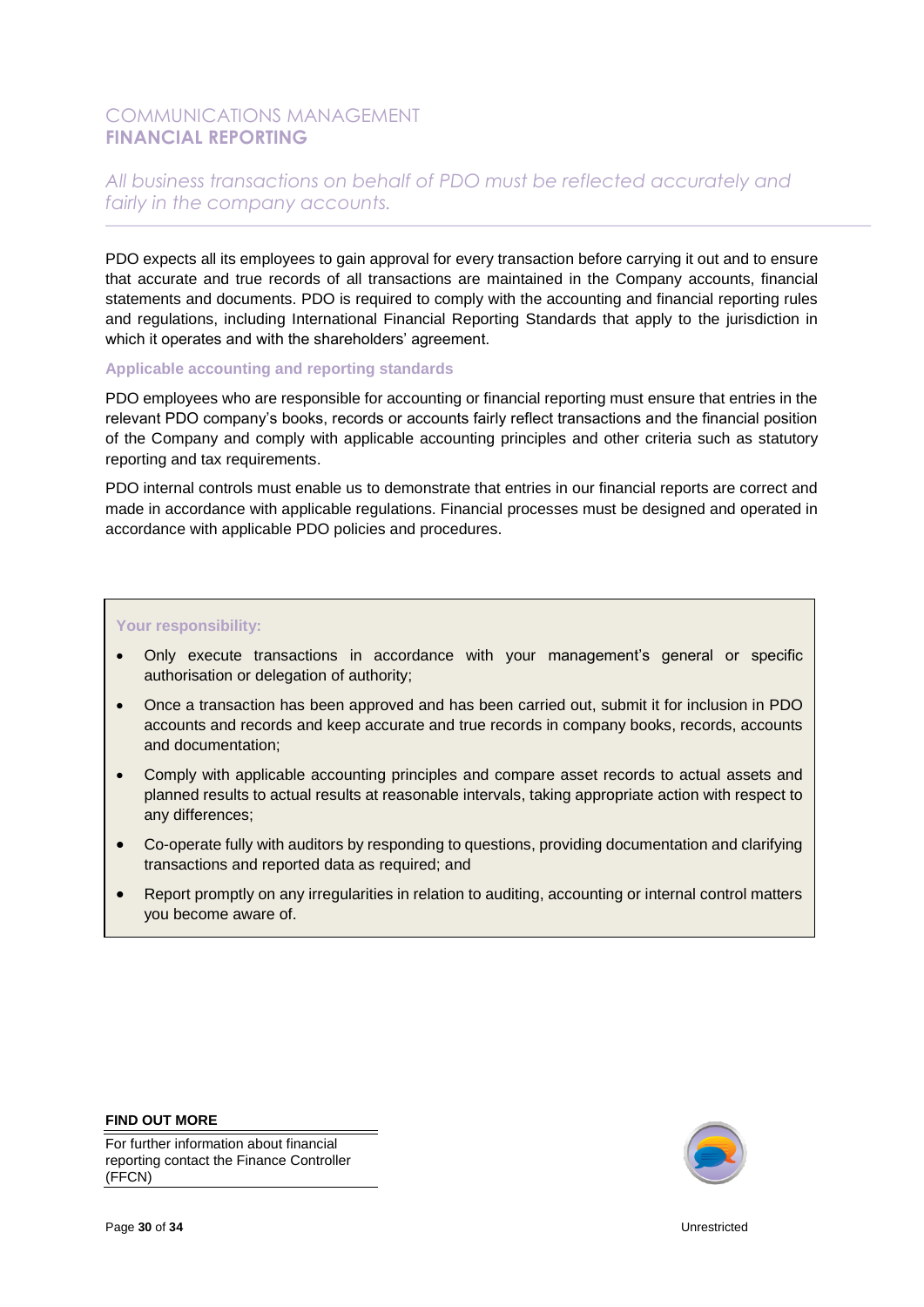# COMMUNICATIONS MANAGEMENT
## FINANCIAL REPORTING

*All business transactions on behalf of PDO must be reflected accurately and fairly in the company accounts.*

PDO expects all its employees to gain approval for every transaction before carrying it out and to ensure that accurate and true records of all transactions are maintained in the Company accounts, financial statements and documents. PDO is required to comply with the accounting and financial reporting rules and regulations, including International Financial Reporting Standards that apply to the jurisdiction in which it operates and with the shareholders' agreement.

### Applicable accounting and reporting standards

PDO employees who are responsible for accounting or financial reporting must ensure that entries in the relevant PDO company's books, records or accounts fairly reflect transactions and the financial position of the Company and comply with applicable accounting principles and other criteria such as statutory reporting and tax requirements.

PDO internal controls must enable us to demonstrate that entries in our financial reports are correct and made in accordance with applicable regulations. Financial processes must be designed and operated in accordance with applicable PDO policies and procedures.

**Your responsibility:**

- Only execute transactions in accordance with your management's general or specific authorisation or delegation of authority;
- Once a transaction has been approved and has been carried out, submit it for inclusion in PDO accounts and records and keep accurate and true records in company books, records, accounts and documentation;
- Comply with applicable accounting principles and compare asset records to actual assets and planned results to actual results at reasonable intervals, taking appropriate action with respect to any differences;
- Co-operate fully with auditors by responding to questions, providing documentation and clarifying transactions and reported data as required; and
- Report promptly on any irregularities in relation to auditing, accounting or internal control matters you become aware of.

**FIND OUT MORE**

For further information about financial reporting contact the Finance Controller (FFCN)

Unrestricted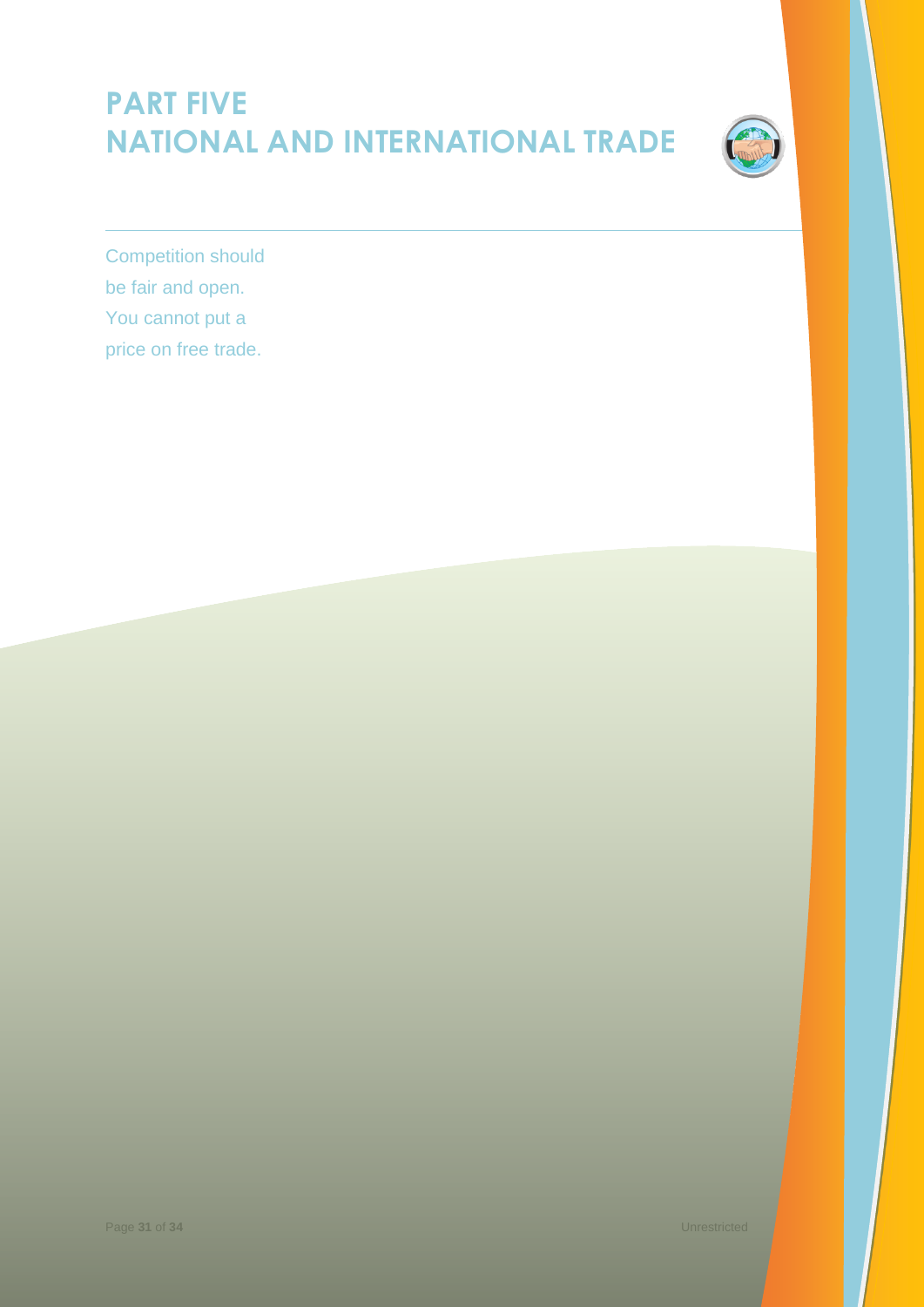# PART FIVE
# NATIONAL AND INTERNATIONAL TRADE

Competition should be fair and open. You cannot put a price on free trade.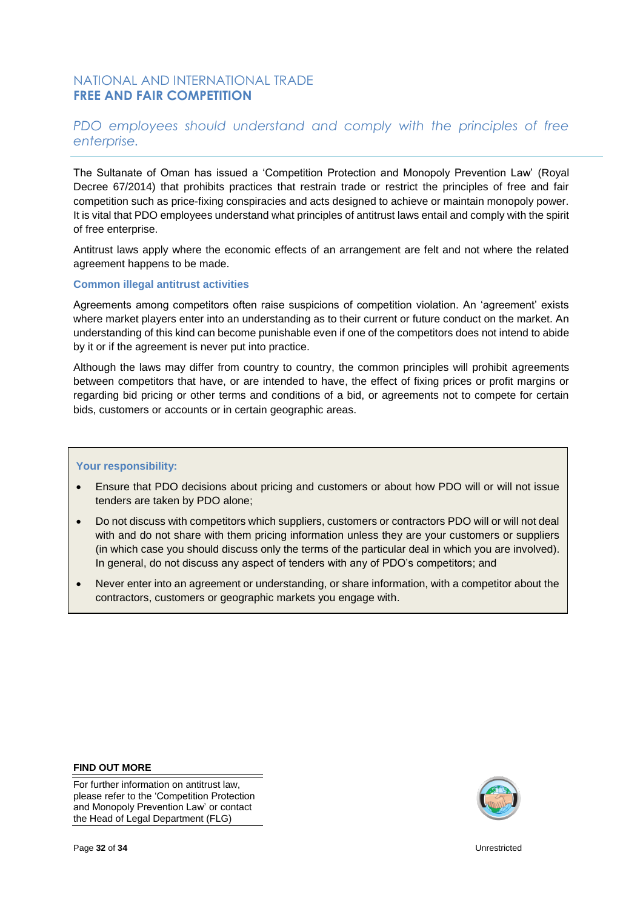## NATIONAL AND INTERNATIONAL TRADE
## FREE AND FAIR COMPETITION

*PDO employees should understand and comply with the principles of free enterprise.*

The Sultanate of Oman has issued a 'Competition Protection and Monopoly Prevention Law' (Royal Decree 67/2014) that prohibits practices that restrain trade or restrict the principles of free and fair competition such as price-fixing conspiracies and acts designed to achieve or maintain monopoly power. It is vital that PDO employees understand what principles of antitrust laws entail and comply with the spirit of free enterprise.

Antitrust laws apply where the economic effects of an arrangement are felt and not where the related agreement happens to be made.

### Common illegal antitrust activities

Agreements among competitors often raise suspicions of competition violation. An 'agreement' exists where market players enter into an understanding as to their current or future conduct on the market. An understanding of this kind can become punishable even if one of the competitors does not intend to abide by it or if the agreement is never put into practice.

Although the laws may differ from country to country, the common principles will prohibit agreements between competitors that have, or are intended to have, the effect of fixing prices or profit margins or regarding bid pricing or other terms and conditions of a bid, or agreements not to compete for certain bids, customers or accounts or in certain geographic areas.

**Your responsibility:**

- Ensure that PDO decisions about pricing and customers or about how PDO will or will not issue tenders are taken by PDO alone;
- Do not discuss with competitors which suppliers, customers or contractors PDO will or will not deal with and do not share with them pricing information unless they are your customers or suppliers (in which case you should discuss only the terms of the particular deal in which you are involved). In general, do not discuss any aspect of tenders with any of PDO's competitors; and
- Never enter into an agreement or understanding, or share information, with a competitor about the contractors, customers or geographic markets you engage with.

**FIND OUT MORE**

For further information on antitrust law, please refer to the 'Competition Protection and Monopoly Prevention Law' or contact the Head of Legal Department (FLG)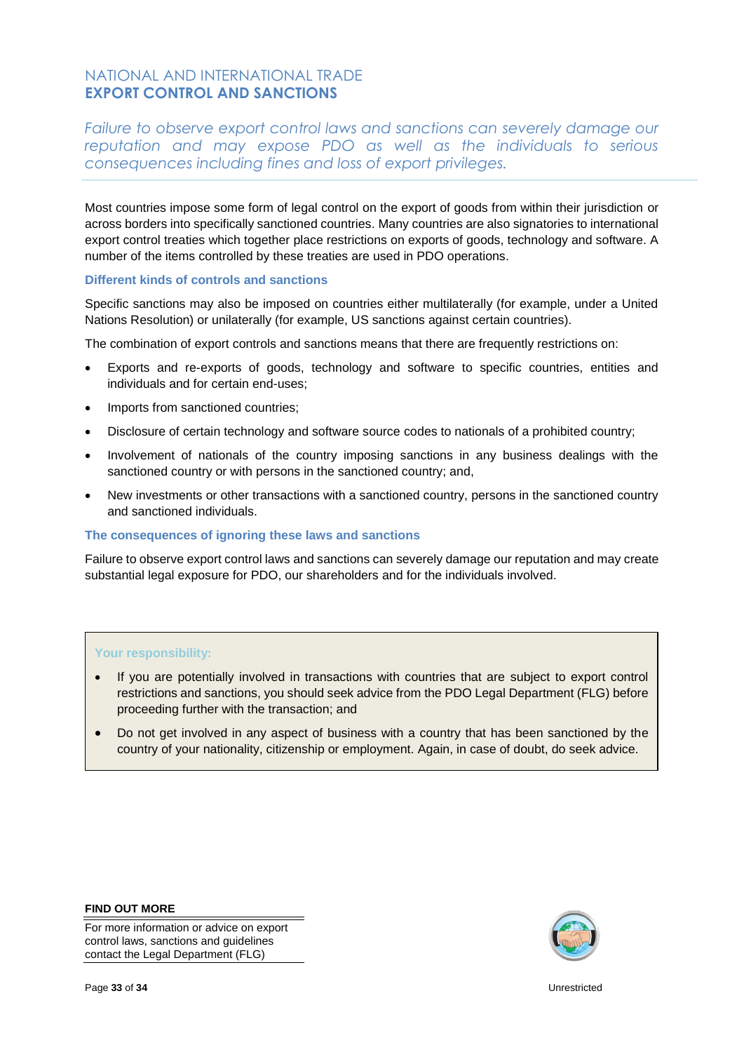# NATIONAL AND INTERNATIONAL TRADE
## EXPORT CONTROL AND SANCTIONS

*Failure to observe export control laws and sanctions can severely damage our reputation and may expose PDO as well as the individuals to serious consequences including fines and loss of export privileges.*

Most countries impose some form of legal control on the export of goods from within their jurisdiction or across borders into specifically sanctioned countries. Many countries are also signatories to international export control treaties which together place restrictions on exports of goods, technology and software. A number of the items controlled by these treaties are used in PDO operations.

### Different kinds of controls and sanctions

Specific sanctions may also be imposed on countries either multilaterally (for example, under a United Nations Resolution) or unilaterally (for example, US sanctions against certain countries).

The combination of export controls and sanctions means that there are frequently restrictions on:

- Exports and re-exports of goods, technology and software to specific countries, entities and individuals and for certain end-uses;
- Imports from sanctioned countries;
- Disclosure of certain technology and software source codes to nationals of a prohibited country;
- Involvement of nationals of the country imposing sanctions in any business dealings with the sanctioned country or with persons in the sanctioned country; and,
- New investments or other transactions with a sanctioned country, persons in the sanctioned country and sanctioned individuals.

### The consequences of ignoring these laws and sanctions

Failure to observe export control laws and sanctions can severely damage our reputation and may create substantial legal exposure for PDO, our shareholders and for the individuals involved.

**Your responsibility:**

- If you are potentially involved in transactions with countries that are subject to export control restrictions and sanctions, you should seek advice from the PDO Legal Department (FLG) before proceeding further with the transaction; and
- Do not get involved in any aspect of business with a country that has been sanctioned by the country of your nationality, citizenship or employment. Again, in case of doubt, do seek advice.

**FIND OUT MORE**

For more information or advice on export control laws, sanctions and guidelines contact the Legal Department (FLG)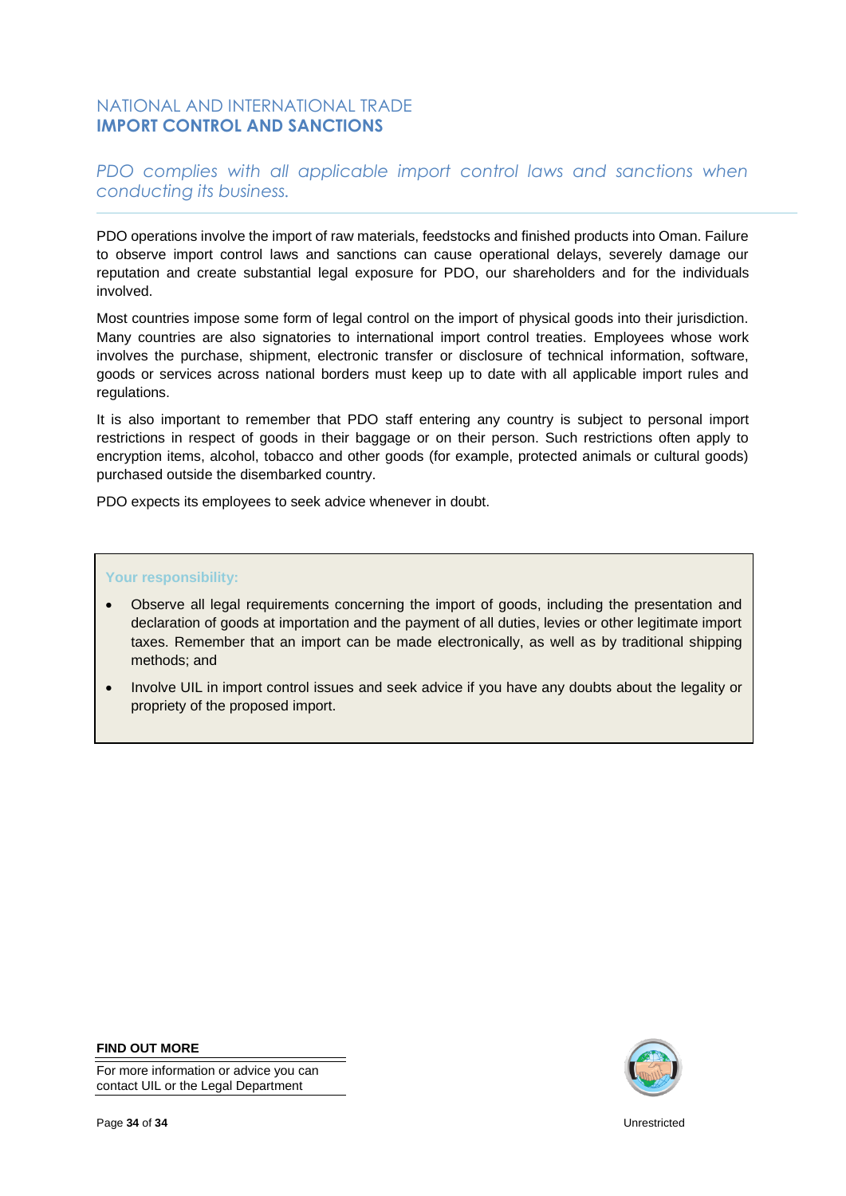NATIONAL AND INTERNATIONAL TRADE

## IMPORT CONTROL AND SANCTIONS

*PDO complies with all applicable import control laws and sanctions when conducting its business.*

PDO operations involve the import of raw materials, feedstocks and finished products into Oman. Failure to observe import control laws and sanctions can cause operational delays, severely damage our reputation and create substantial legal exposure for PDO, our shareholders and for the individuals involved.

Most countries impose some form of legal control on the import of physical goods into their jurisdiction. Many countries are also signatories to international import control treaties. Employees whose work involves the purchase, shipment, electronic transfer or disclosure of technical information, software, goods or services across national borders must keep up to date with all applicable import rules and regulations.

It is also important to remember that PDO staff entering any country is subject to personal import restrictions in respect of goods in their baggage or on their person. Such restrictions often apply to encryption items, alcohol, tobacco and other goods (for example, protected animals or cultural goods) purchased outside the disembarked country.

PDO expects its employees to seek advice whenever in doubt.

**Your responsibility:**

- Observe all legal requirements concerning the import of goods, including the presentation and declaration of goods at importation and the payment of all duties, levies or other legitimate import taxes. Remember that an import can be made electronically, as well as by traditional shipping methods; and
- Involve UIL in import control issues and seek advice if you have any doubts about the legality or propriety of the proposed import.

**FIND OUT MORE**

For more information or advice you can contact UIL or the Legal Department

Unrestricted